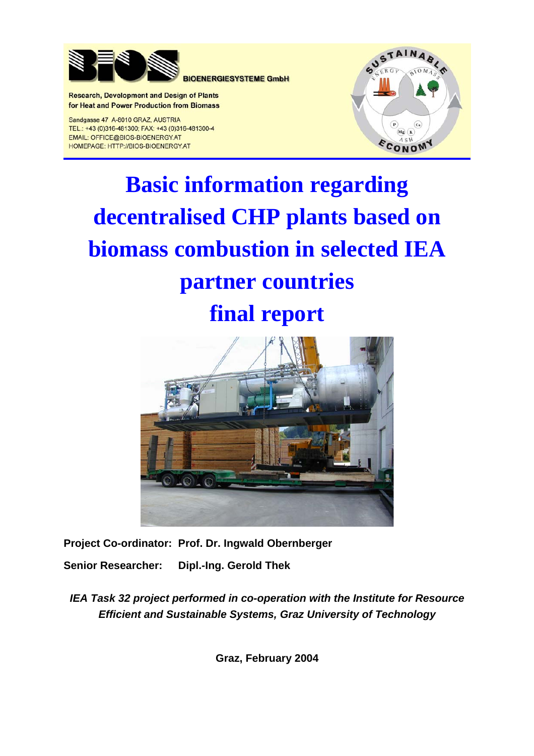BIOENERGIESYSTEME GmbH

Research, Development and Design of Plants for Heat and Power Production from Biomass

Sandgasse 47 A-8010 GRAZ, AUSTRIA
TEL.: +43 (0)316-481300; FAX: +43 (0)316-481300-4
EMAIL: OFFICE@BIOS-BIOENERGY.AT
HOMEPAGE: HTTP://BIOS-BIOENERGY.AT

# Basic information regarding decentralised CHP plants based on biomass combustion in selected IEA partner countries final report

**Project Co-ordinator:** Prof. Dr. Ingwald Obernberger

**Senior Researcher:** Dipl.-Ing. Gerold Thek

***IEA Task 32 project performed in co-operation with the Institute for Resource Efficient and Sustainable Systems, Graz University of Technology***

**Graz, February 2004**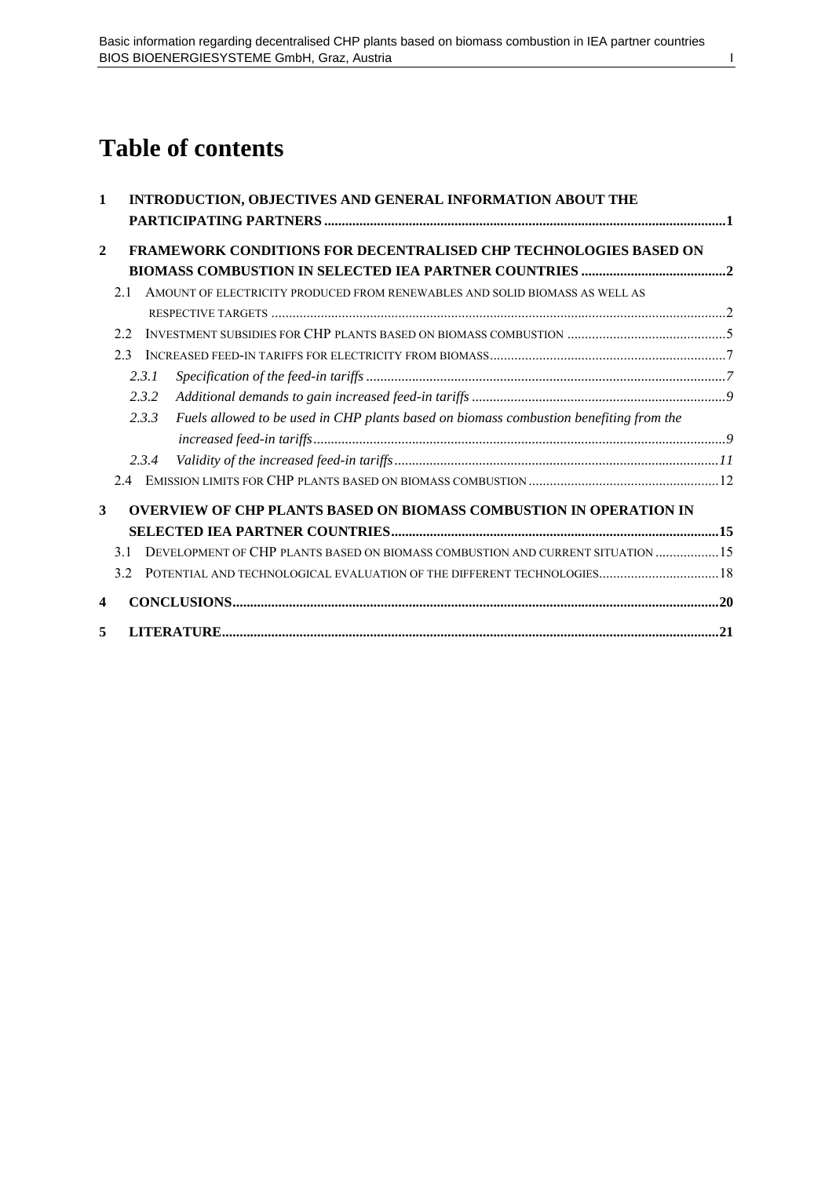# Table of contents

1 INTRODUCTION, OBJECTIVES AND GENERAL INFORMATION ABOUT THE PARTICIPATING PARTNERS ....1

2 FRAMEWORK CONDITIONS FOR DECENTRALISED CHP TECHNOLOGIES BASED ON BIOMASS COMBUSTION IN SELECTED IEA PARTNER COUNTRIES ....2

- 2.1 AMOUNT OF ELECTRICITY PRODUCED FROM RENEWABLES AND SOLID BIOMASS AS WELL AS RESPECTIVE TARGETS ....2
- 2.2 INVESTMENT SUBSIDIES FOR CHP PLANTS BASED ON BIOMASS COMBUSTION ....5
- 2.3 INCREASED FEED-IN TARIFFS FOR ELECTRICITY FROM BIOMASS ....7
  - *2.3.1 Specification of the feed-in tariffs ....7*
  - *2.3.2 Additional demands to gain increased feed-in tariffs ....9*
  - *2.3.3 Fuels allowed to be used in CHP plants based on biomass combustion benefiting from the increased feed-in tariffs ....9*
  - *2.3.4 Validity of the increased feed-in tariffs ....11*
- 2.4 EMISSION LIMITS FOR CHP PLANTS BASED ON BIOMASS COMBUSTION ....12

3 OVERVIEW OF CHP PLANTS BASED ON BIOMASS COMBUSTION IN OPERATION IN SELECTED IEA PARTNER COUNTRIES ....15

- 3.1 DEVELOPMENT OF CHP PLANTS BASED ON BIOMASS COMBUSTION AND CURRENT SITUATION ....15
- 3.2 POTENTIAL AND TECHNOLOGICAL EVALUATION OF THE DIFFERENT TECHNOLOGIES ....18

4 CONCLUSIONS ....20

5 LITERATURE ....21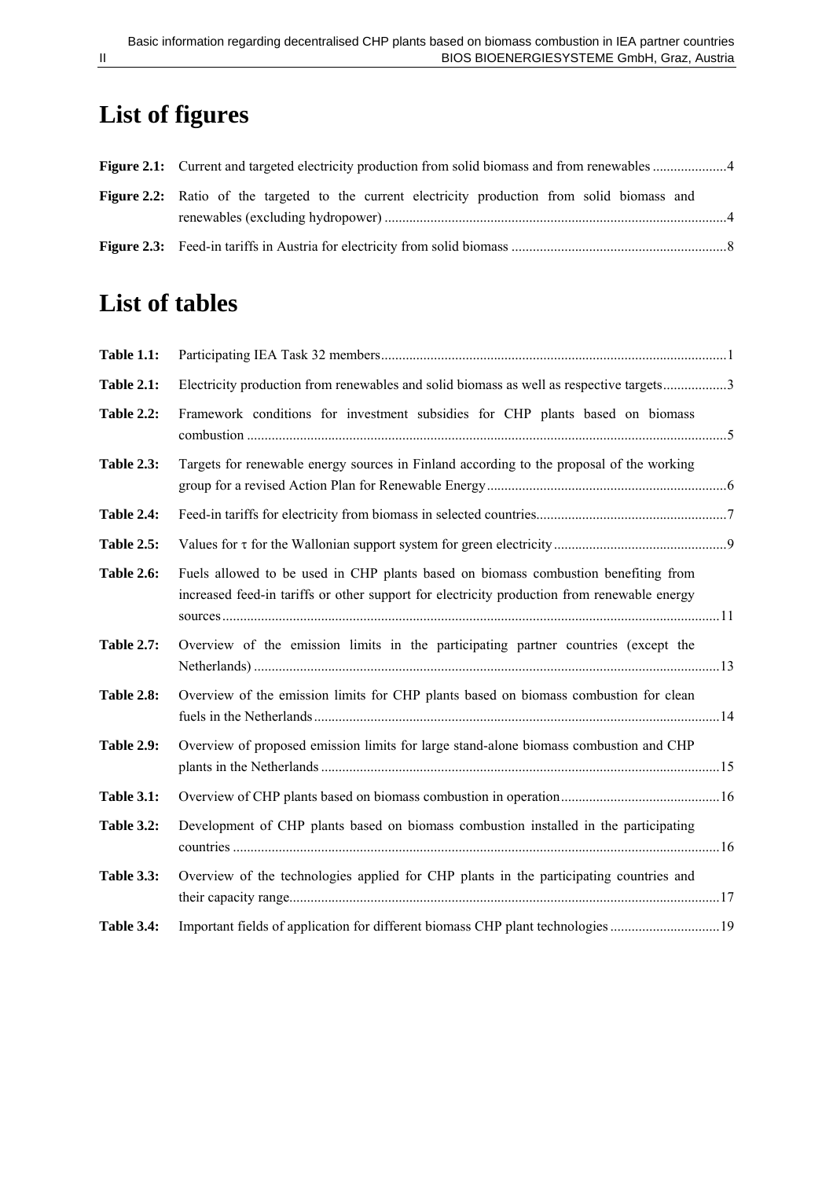# List of figures

**Figure 2.1:** Current and targeted electricity production from solid biomass and from renewables .....................4

**Figure 2.2:** Ratio of the targeted to the current electricity production from solid biomass and renewables (excluding hydropower) ................................................................................................4

**Figure 2.3:** Feed-in tariffs in Austria for electricity from solid biomass ............................................................8

# List of tables

**Table 1.1:** Participating IEA Task 32 members.................................................................................................1

**Table 2.1:** Electricity production from renewables and solid biomass as well as respective targets..................3

**Table 2.2:** Framework conditions for investment subsidies for CHP plants based on biomass combustion ......................................................................................................................................5

**Table 2.3:** Targets for renewable energy sources in Finland according to the proposal of the working group for a revised Action Plan for Renewable Energy....................................................................6

**Table 2.4:** Feed-in tariffs for electricity from biomass in selected countries......................................................7

**Table 2.5:** Values for τ for the Wallonian support system for green electricity.................................................9

**Table 2.6:** Fuels allowed to be used in CHP plants based on biomass combustion benefiting from increased feed-in tariffs or other support for electricity production from renewable energy sources...........................................................................................................................................11

**Table 2.7:** Overview of the emission limits in the participating partner countries (except the Netherlands) ..................................................................................................................................13

**Table 2.8:** Overview of the emission limits for CHP plants based on biomass combustion for clean fuels in the Netherlands.................................................................................................................14

**Table 2.9:** Overview of proposed emission limits for large stand-alone biomass combustion and CHP plants in the Netherlands ................................................................................................................15

**Table 3.1:** Overview of CHP plants based on biomass combustion in operation.............................................16

**Table 3.2:** Development of CHP plants based on biomass combustion installed in the participating countries ........................................................................................................................................16

**Table 3.3:** Overview of the technologies applied for CHP plants in the participating countries and their capacity range.........................................................................................................................17

**Table 3.4:** Important fields of application for different biomass CHP plant technologies ...............................19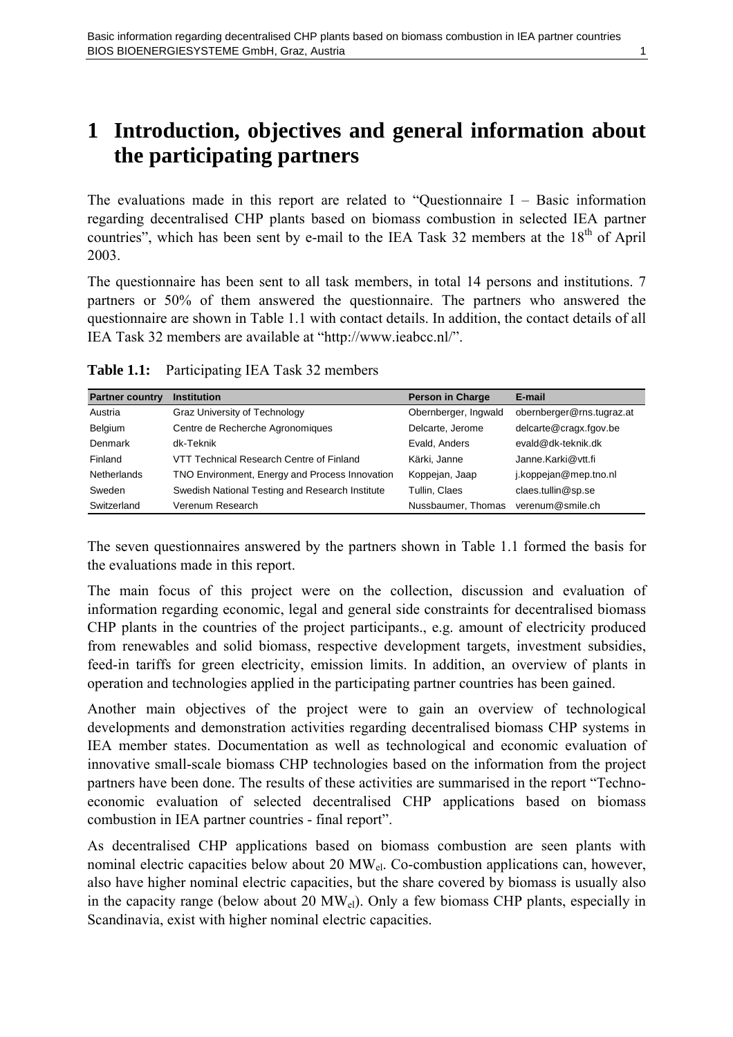# 1 Introduction, objectives and general information about the participating partners

The evaluations made in this report are related to "Questionnaire I – Basic information regarding decentralised CHP plants based on biomass combustion in selected IEA partner countries", which has been sent by e-mail to the IEA Task 32 members at the 18$^{th}$ of April 2003.

The questionnaire has been sent to all task members, in total 14 persons and institutions. 7 partners or 50% of them answered the questionnaire. The partners who answered the questionnaire are shown in Table 1.1 with contact details. In addition, the contact details of all IEA Task 32 members are available at "http://www.ieabcc.nl/".

**Table 1.1:** Participating IEA Task 32 members

| Partner country | Institution | Person in Charge | E-mail |
|---|---|---|---|
| Austria | Graz University of Technology | Obernberger, Ingwald | obernberger@rns.tugraz.at |
| Belgium | Centre de Recherche Agronomiques | Delcarte, Jerome | delcarte@cragx.fgov.be |
| Denmark | dk-Teknik | Evald, Anders | evald@dk-teknik.dk |
| Finland | VTT Technical Research Centre of Finland | Kärki, Janne | Janne.Karki@vtt.fi |
| Netherlands | TNO Environment, Energy and Process Innovation | Koppejan, Jaap | j.koppejan@mep.tno.nl |
| Sweden | Swedish National Testing and Research Institute | Tullin, Claes | claes.tullin@sp.se |
| Switzerland | Verenum Research | Nussbaumer, Thomas | verenum@smile.ch |

The seven questionnaires answered by the partners shown in Table 1.1 formed the basis for the evaluations made in this report.

The main focus of this project were on the collection, discussion and evaluation of information regarding economic, legal and general side constraints for decentralised biomass CHP plants in the countries of the project participants., e.g. amount of electricity produced from renewables and solid biomass, respective development targets, investment subsidies, feed-in tariffs for green electricity, emission limits. In addition, an overview of plants in operation and technologies applied in the participating partner countries has been gained.

Another main objectives of the project were to gain an overview of technological developments and demonstration activities regarding decentralised biomass CHP systems in IEA member states. Documentation as well as technological and economic evaluation of innovative small-scale biomass CHP technologies based on the information from the project partners have been done. The results of these activities are summarised in the report "Techno-economic evaluation of selected decentralised CHP applications based on biomass combustion in IEA partner countries - final report".

As decentralised CHP applications based on biomass combustion are seen plants with nominal electric capacities below about 20 $MW_{el}$. Co-combustion applications can, however, also have higher nominal electric capacities, but the share covered by biomass is usually also in the capacity range (below about 20 $MW_{el}$). Only a few biomass CHP plants, especially in Scandinavia, exist with higher nominal electric capacities.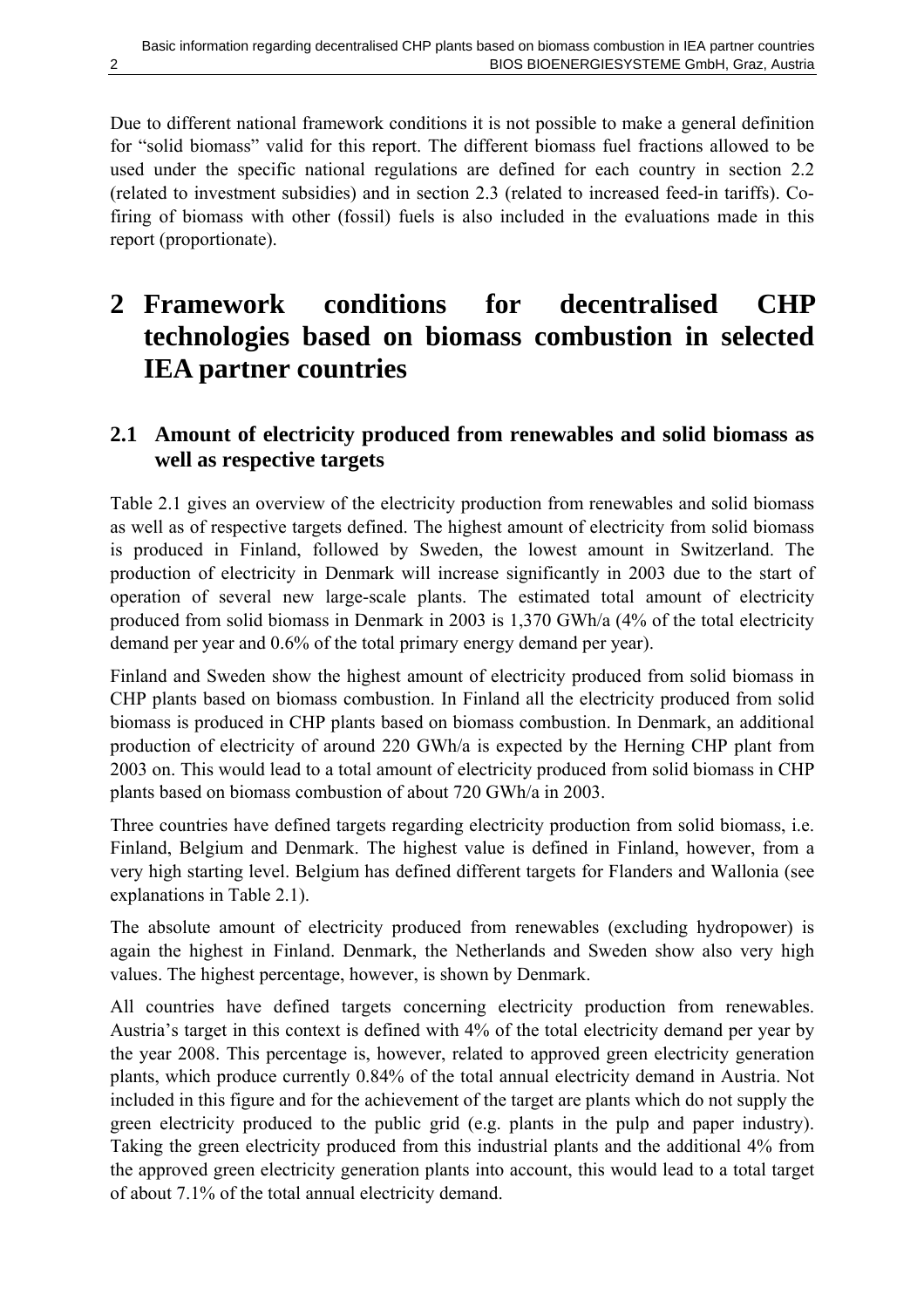Due to different national framework conditions it is not possible to make a general definition for "solid biomass" valid for this report. The different biomass fuel fractions allowed to be used under the specific national regulations are defined for each country in section 2.2 (related to investment subsidies) and in section 2.3 (related to increased feed-in tariffs). Co-firing of biomass with other (fossil) fuels is also included in the evaluations made in this report (proportionate).

# 2 Framework conditions for decentralised CHP technologies based on biomass combustion in selected IEA partner countries

## 2.1 Amount of electricity produced from renewables and solid biomass as well as respective targets

Table 2.1 gives an overview of the electricity production from renewables and solid biomass as well as of respective targets defined. The highest amount of electricity from solid biomass is produced in Finland, followed by Sweden, the lowest amount in Switzerland. The production of electricity in Denmark will increase significantly in 2003 due to the start of operation of several new large-scale plants. The estimated total amount of electricity produced from solid biomass in Denmark in 2003 is 1,370 GWh/a (4% of the total electricity demand per year and 0.6% of the total primary energy demand per year).

Finland and Sweden show the highest amount of electricity produced from solid biomass in CHP plants based on biomass combustion. In Finland all the electricity produced from solid biomass is produced in CHP plants based on biomass combustion. In Denmark, an additional production of electricity of around 220 GWh/a is expected by the Herning CHP plant from 2003 on. This would lead to a total amount of electricity produced from solid biomass in CHP plants based on biomass combustion of about 720 GWh/a in 2003.

Three countries have defined targets regarding electricity production from solid biomass, i.e. Finland, Belgium and Denmark. The highest value is defined in Finland, however, from a very high starting level. Belgium has defined different targets for Flanders and Wallonia (see explanations in Table 2.1).

The absolute amount of electricity produced from renewables (excluding hydropower) is again the highest in Finland. Denmark, the Netherlands and Sweden show also very high values. The highest percentage, however, is shown by Denmark.

All countries have defined targets concerning electricity production from renewables. Austria's target in this context is defined with 4% of the total electricity demand per year by the year 2008. This percentage is, however, related to approved green electricity generation plants, which produce currently 0.84% of the total annual electricity demand in Austria. Not included in this figure and for the achievement of the target are plants which do not supply the green electricity produced to the public grid (e.g. plants in the pulp and paper industry). Taking the green electricity produced from this industrial plants and the additional 4% from the approved green electricity generation plants into account, this would lead to a total target of about 7.1% of the total annual electricity demand.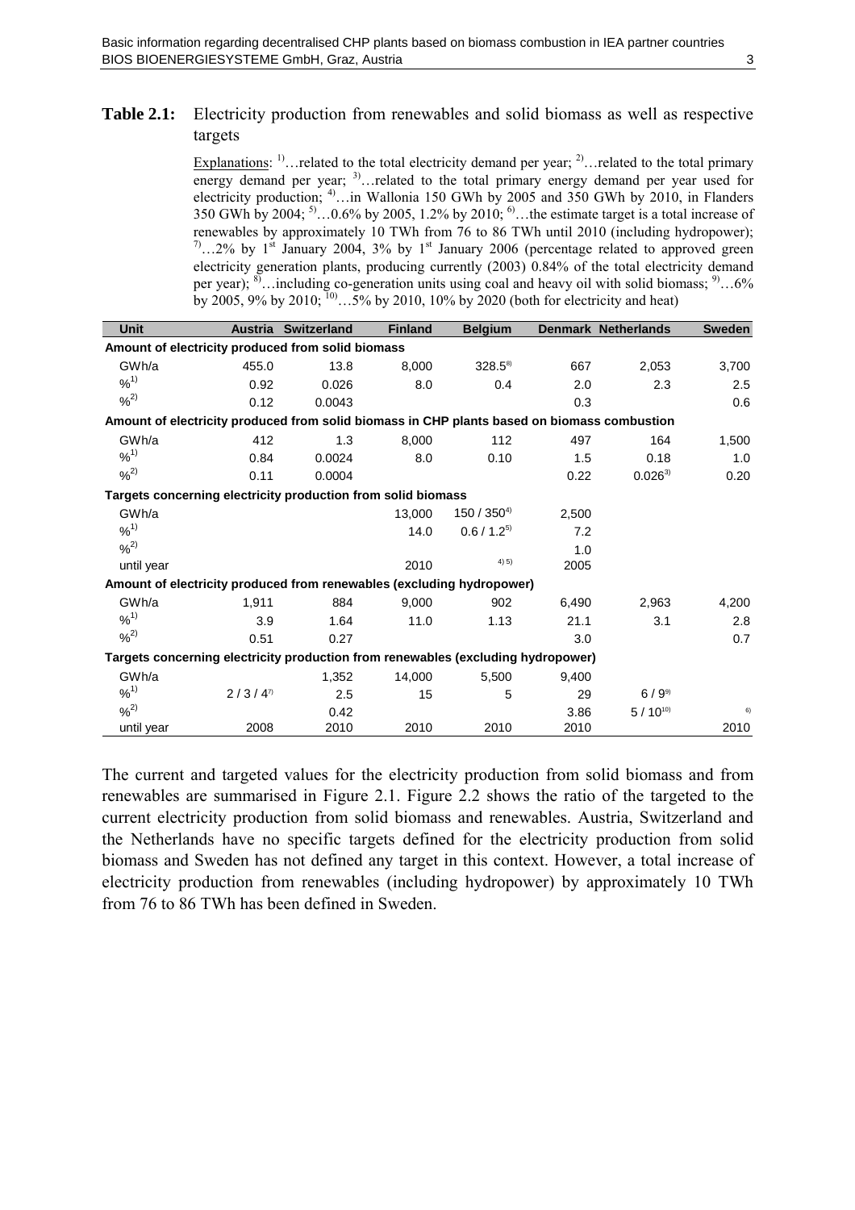**Table 2.1:** Electricity production from renewables and solid biomass as well as respective targets

Explanations: [1]…related to the total electricity demand per year; [2]…related to the total primary energy demand per year; [3]…related to the total primary energy demand per year used for electricity production; [4]…in Wallonia 150 GWh by 2005 and 350 GWh by 2010, in Flanders 350 GWh by 2004; [5]…0.6% by 2005, 1.2% by 2010; [6]…the estimate target is a total increase of renewables by approximately 10 TWh from 76 to 86 TWh until 2010 (including hydropower); [7]…2% by 1st January 2004, 3% by 1st January 2006 (percentage related to approved green electricity generation plants, producing currently (2003) 0.84% of the total electricity demand per year); [8]…including co-generation units using coal and heavy oil with solid biomass; [9]…6% by 2005, 9% by 2010; [10]…5% by 2010, 10% by 2020 (both for electricity and heat)

| Unit | Austria | Switzerland | Finland | Belgium | Denmark | Netherlands | Sweden |
|---|---|---|---|---|---|---|---|
| **Amount of electricity produced from solid biomass** | | | | | | | |
| GWh/a | 455.0 | 13.8 | 8,000 | 328.5[8] | 667 | 2,053 | 3,700 |
| %[1] | 0.92 | 0.026 | 8.0 | 0.4 | 2.0 | 2.3 | 2.5 |
| %[2] | 0.12 | 0.0043 | | | 0.3 | | 0.6 |
| **Amount of electricity produced from solid biomass in CHP plants based on biomass combustion** | | | | | | | |
| GWh/a | 412 | 1.3 | 8,000 | 112 | 497 | 164 | 1,500 |
| %[1] | 0.84 | 0.0024 | 8.0 | 0.10 | 1.5 | 0.18 | 1.0 |
| %[2] | 0.11 | 0.0004 | | | 0.22 | 0.026[3] | 0.20 |
| **Targets concerning electricity production from solid biomass** | | | | | | | |
| GWh/a | | | 13,000 | 150 / 350[4] | 2,500 | | |
| %[1] | | | 14.0 | 0.6 / 1.2[5] | 7.2 | | |
| %[2] | | | | | 1.0 | | |
| until year | | | 2010 | [4) 5)] | 2005 | | |
| **Amount of electricity produced from renewables (excluding hydropower)** | | | | | | | |
| GWh/a | 1,911 | 884 | 9,000 | 902 | 6,490 | 2,963 | 4,200 |
| %[1] | 3.9 | 1.64 | 11.0 | 1.13 | 21.1 | 3.1 | 2.8 |
| %[2] | 0.51 | 0.27 | | | 3.0 | | 0.7 |
| **Targets concerning electricity production from renewables (excluding hydropower)** | | | | | | | |
| GWh/a | | 1,352 | 14,000 | 5,500 | 9,400 | | |
| %[1] | 2 / 3 / 4[7] | 2.5 | 15 | 5 | 29 | 6 / 9[9] | |
| %[2] | | 0.42 | | | 3.86 | 5 / 10[10] | [6] |
| until year | 2008 | 2010 | 2010 | 2010 | 2010 | | 2010 |

The current and targeted values for the electricity production from solid biomass and from renewables are summarised in Figure 2.1. Figure 2.2 shows the ratio of the targeted to the current electricity production from solid biomass and renewables. Austria, Switzerland and the Netherlands have no specific targets defined for the electricity production from solid biomass and Sweden has not defined any target in this context. However, a total increase of electricity production from renewables (including hydropower) by approximately 10 TWh from 76 to 86 TWh has been defined in Sweden.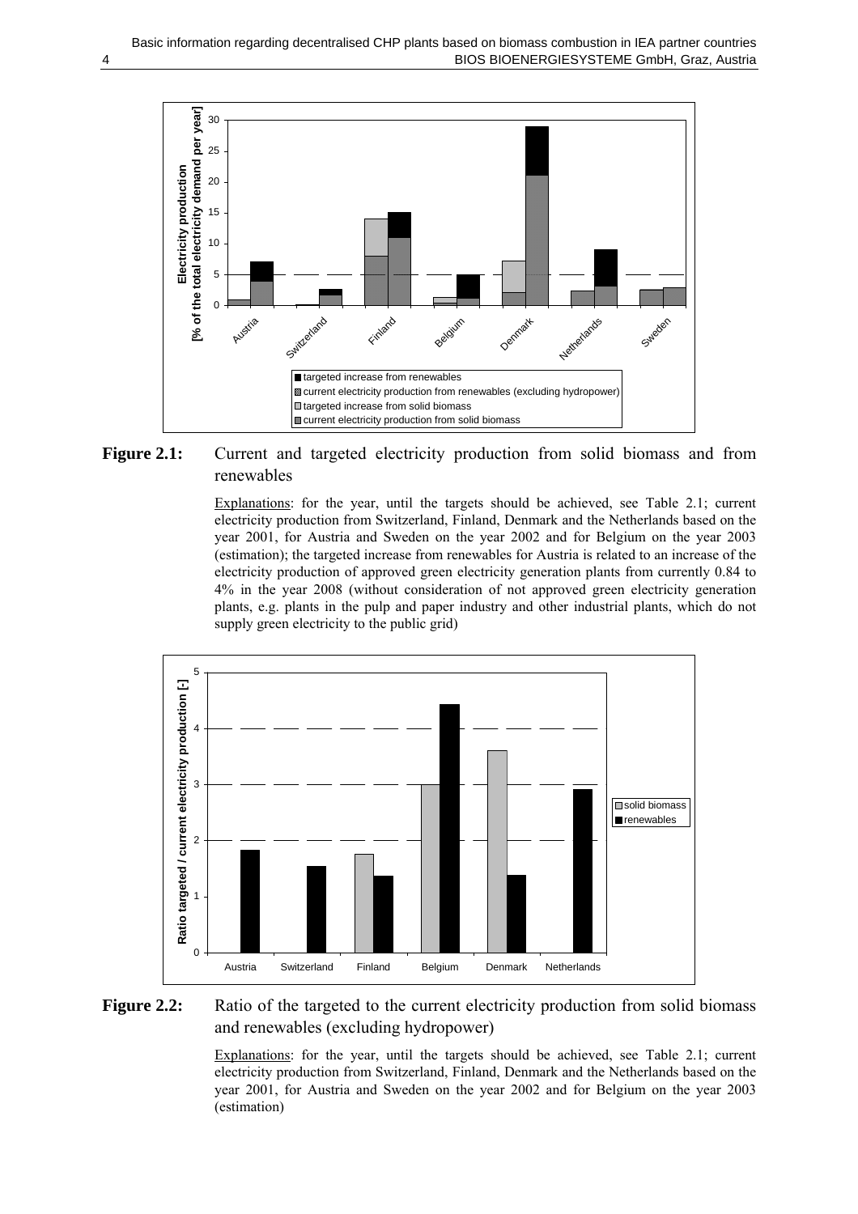**Figure 2.1:** Current and targeted electricity production from solid biomass and from renewables

Explanations: for the year, until the targets should be achieved, see Table 2.1; current electricity production from Switzerland, Finland, Denmark and the Netherlands based on the year 2001, for Austria and Sweden on the year 2002 and for Belgium on the year 2003 (estimation); the targeted increase from renewables for Austria is related to an increase of the electricity production of approved green electricity generation plants from currently 0.84 to 4% in the year 2008 (without consideration of not approved green electricity generation plants, e.g. plants in the pulp and paper industry and other industrial plants, which do not supply green electricity to the public grid)

**Figure 2.2:** Ratio of the targeted to the current electricity production from solid biomass and renewables (excluding hydropower)

Explanations: for the year, until the targets should be achieved, see Table 2.1; current electricity production from Switzerland, Finland, Denmark and the Netherlands based on the year 2001, for Austria and Sweden on the year 2002 and for Belgium on the year 2003 (estimation)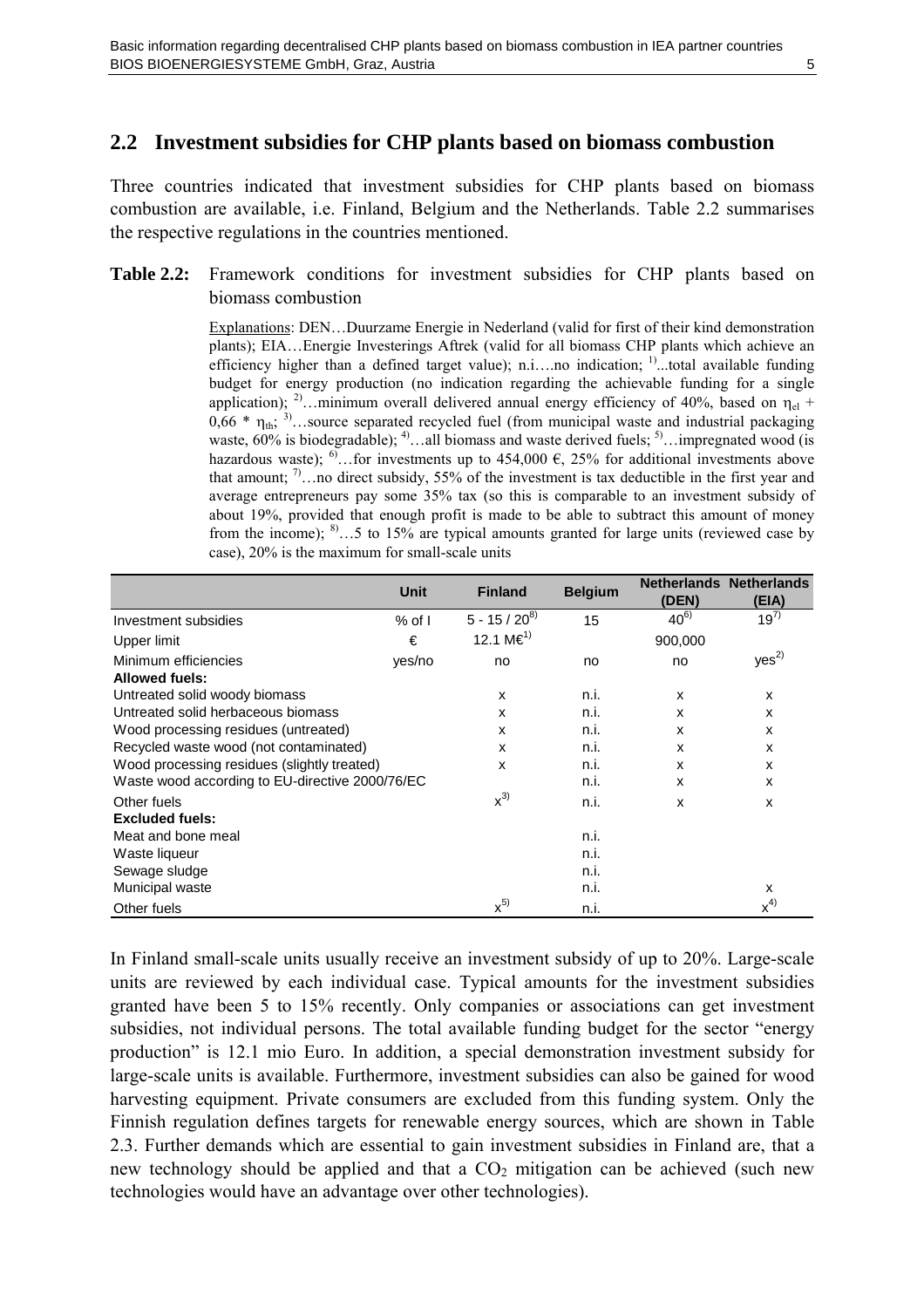## 2.2 Investment subsidies for CHP plants based on biomass combustion

Three countries indicated that investment subsidies for CHP plants based on biomass combustion are available, i.e. Finland, Belgium and the Netherlands. Table 2.2 summarises the respective regulations in the countries mentioned.

**Table 2.2:** Framework conditions for investment subsidies for CHP plants based on biomass combustion

Explanations: DEN…Duurzame Energie in Nederland (valid for first of their kind demonstration plants); EIA…Energie Investerings Aftrek (valid for all biomass CHP plants which achieve an efficiency higher than a defined target value); n.i.…no indication; [1]...total available funding budget for energy production (no indication regarding the achievable funding for a single application); [2]…minimum overall delivered annual energy efficiency of 40%, based on $\eta_{el}$ + 0,66 * $\eta_{th}$; [3]…source separated recycled fuel (from municipal waste and industrial packaging waste, 60% is biodegradable); [4]…all biomass and waste derived fuels; [5]…impregnated wood (is hazardous waste); [6]…for investments up to 454,000 €, 25% for additional investments above that amount; [7]…no direct subsidy, 55% of the investment is tax deductible in the first year and average entrepreneurs pay some 35% tax (so this is comparable to an investment subsidy of about 19%, provided that enough profit is made to be able to subtract this amount of money from the income); [8]…5 to 15% are typical amounts granted for large units (reviewed case by case), 20% is the maximum for small-scale units

| | Unit | Finland | Belgium | Netherlands (DEN) | Netherlands (EIA) |
|---|---|---|---|---|---|
| Investment subsidies | % of I | 5 - 15 / 20[8] | 15 | 40[6] | 19[7] |
| Upper limit | € | 12.1 M€[1] | | 900,000 | |
| Minimum efficiencies | yes/no | no | no | no | yes[2] |
| **Allowed fuels:** | | | | | |
| Untreated solid woody biomass | | x | n.i. | x | x |
| Untreated solid herbaceous biomass | | x | n.i. | x | x |
| Wood processing residues (untreated) | | x | n.i. | x | x |
| Recycled waste wood (not contaminated) | | x | n.i. | x | x |
| Wood processing residues (slightly treated) | | x | n.i. | x | x |
| Waste wood according to EU-directive 2000/76/EC | | | n.i. | x | x |
| Other fuels | | x[3] | n.i. | x | x |
| **Excluded fuels:** | | | | | |
| Meat and bone meal | | | n.i. | | |
| Waste liqueur | | | n.i. | | |
| Sewage sludge | | | n.i. | | |
| Municipal waste | | | n.i. | | x |
| Other fuels | | x[5] | n.i. | | x[4] |

In Finland small-scale units usually receive an investment subsidy of up to 20%. Large-scale units are reviewed by each individual case. Typical amounts for the investment subsidies granted have been 5 to 15% recently. Only companies or associations can get investment subsidies, not individual persons. The total available funding budget for the sector "energy production" is 12.1 mio Euro. In addition, a special demonstration investment subsidy for large-scale units is available. Furthermore, investment subsidies can also be gained for wood harvesting equipment. Private consumers are excluded from this funding system. Only the Finnish regulation defines targets for renewable energy sources, which are shown in Table 2.3. Further demands which are essential to gain investment subsidies in Finland are, that a new technology should be applied and that a $CO_2$ mitigation can be achieved (such new technologies would have an advantage over other technologies).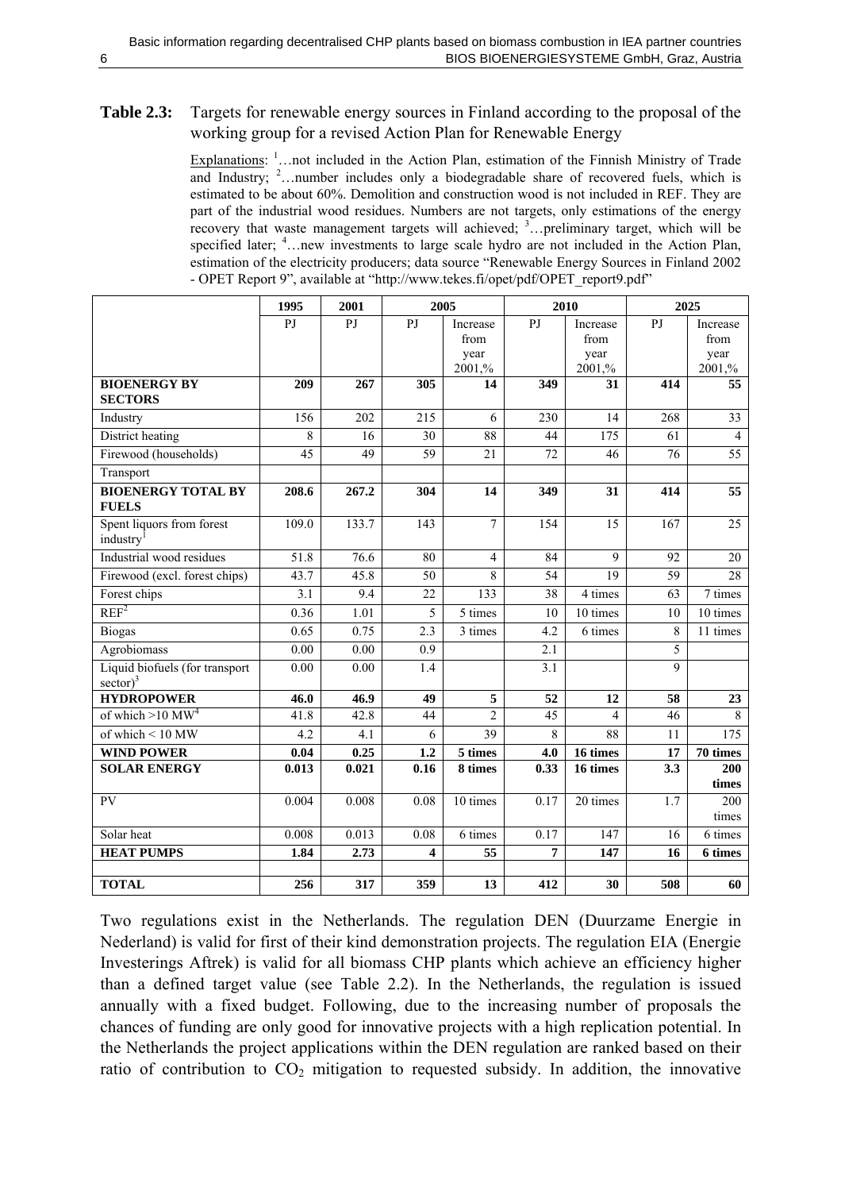**Table 2.3:** Targets for renewable energy sources in Finland according to the proposal of the working group for a revised Action Plan for Renewable Energy

Explanations: [1]…not included in the Action Plan, estimation of the Finnish Ministry of Trade and Industry; [2]…number includes only a biodegradable share of recovered fuels, which is estimated to be about 60%. Demolition and construction wood is not included in REF. They are part of the industrial wood residues. Numbers are not targets, only estimations of the energy recovery that waste management targets will achieved; [3]…preliminary target, which will be specified later; [4]…new investments to large scale hydro are not included in the Action Plan, estimation of the electricity producers; data source "Renewable Energy Sources in Finland 2002 - OPET Report 9", available at "http://www.tekes.fi/opet/pdf/OPET_report9.pdf"

| | 1995 | 2001 | 2005 | | 2010 | | 2025 | |
|---|---|---|---|---|---|---|---|---|
| | PJ | PJ | PJ | Increase from year 2001,% | PJ | Increase from year 2001,% | PJ | Increase from year 2001,% |
| **BIOENERGY BY SECTORS** | **209** | **267** | **305** | **14** | **349** | **31** | **414** | **55** |
| Industry | 156 | 202 | 215 | 6 | 230 | 14 | 268 | 33 |
| District heating | 8 | 16 | 30 | 88 | 44 | 175 | 61 | 4 |
| Firewood (households) | 45 | 49 | 59 | 21 | 72 | 46 | 76 | 55 |
| Transport | | | | | | | | |
| **BIOENERGY TOTAL BY FUELS** | **208.6** | **267.2** | **304** | **14** | **349** | **31** | **414** | **55** |
| Spent liquors from forest industry[1] | 109.0 | 133.7 | 143 | 7 | 154 | 15 | 167 | 25 |
| Industrial wood residues | 51.8 | 76.6 | 80 | 4 | 84 | 9 | 92 | 20 |
| Firewood (excl. forest chips) | 43.7 | 45.8 | 50 | 8 | 54 | 19 | 59 | 28 |
| Forest chips | 3.1 | 9.4 | 22 | 133 | 38 | 4 times | 63 | 7 times |
| REF[2] | 0.36 | 1.01 | 5 | 5 times | 10 | 10 times | 10 | 10 times |
| Biogas | 0.65 | 0.75 | 2.3 | 3 times | 4.2 | 6 times | 8 | 11 times |
| Agrobiomass | 0.00 | 0.00 | 0.9 | | 2.1 | | 5 | |
| Liquid biofuels (for transport sector)[3] | 0.00 | 0.00 | 1.4 | | 3.1 | | 9 | |
| **HYDROPOWER** | **46.0** | **46.9** | **49** | **5** | **52** | **12** | **58** | **23** |
| of which >10 MW[4] | 41.8 | 42.8 | 44 | 2 | 45 | 4 | 46 | 8 |
| of which < 10 MW | 4.2 | 4.1 | 6 | 39 | 8 | 88 | 11 | 175 |
| **WIND POWER** | **0.04** | **0.25** | **1.2** | **5 times** | **4.0** | **16 times** | **17** | **70 times** |
| **SOLAR ENERGY** | **0.013** | **0.021** | **0.16** | **8 times** | **0.33** | **16 times** | **3.3** | **200 times** |
| PV | 0.004 | 0.008 | 0.08 | 10 times | 0.17 | 20 times | 1.7 | 200 times |
| Solar heat | 0.008 | 0.013 | 0.08 | 6 times | 0.17 | 147 | 16 | 6 times |
| **HEAT PUMPS** | **1.84** | **2.73** | **4** | **55** | **7** | **147** | **16** | **6 times** |
| | | | | | | | | |
| **TOTAL** | **256** | **317** | **359** | **13** | **412** | **30** | **508** | **60** |

Two regulations exist in the Netherlands. The regulation DEN (Duurzame Energie in Nederland) is valid for first of their kind demonstration projects. The regulation EIA (Energie Investerings Aftrek) is valid for all biomass CHP plants which achieve an efficiency higher than a defined target value (see Table 2.2). In the Netherlands, the regulation is issued annually with a fixed budget. Following, due to the increasing number of proposals the chances of funding are only good for innovative projects with a high replication potential. In the Netherlands the project applications within the DEN regulation are ranked based on their ratio of contribution to $CO_2$ mitigation to requested subsidy. In addition, the innovative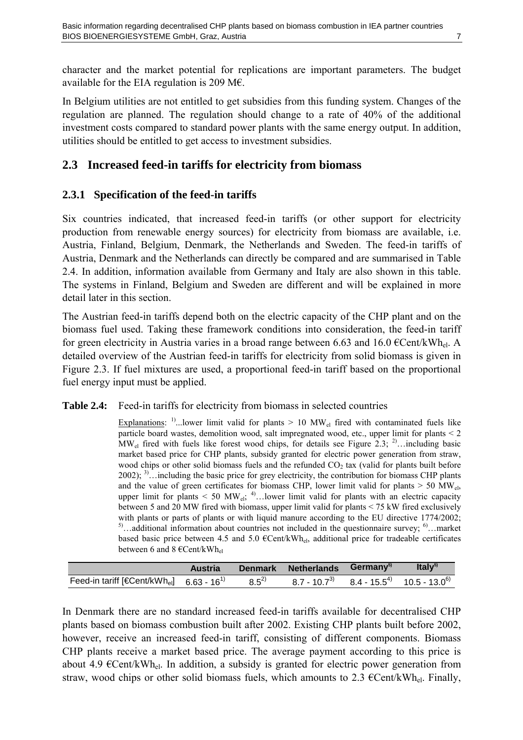character and the market potential for replications are important parameters. The budget available for the EIA regulation is 209 M€.

In Belgium utilities are not entitled to get subsidies from this funding system. Changes of the regulation are planned. The regulation should change to a rate of 40% of the additional investment costs compared to standard power plants with the same energy output. In addition, utilities should be entitled to get access to investment subsidies.

## 2.3 Increased feed-in tariffs for electricity from biomass

### 2.3.1 Specification of the feed-in tariffs

Six countries indicated, that increased feed-in tariffs (or other support for electricity production from renewable energy sources) for electricity from biomass are available, i.e. Austria, Finland, Belgium, Denmark, the Netherlands and Sweden. The feed-in tariffs of Austria, Denmark and the Netherlands can directly be compared and are summarised in Table 2.4. In addition, information available from Germany and Italy are also shown in this table. The systems in Finland, Belgium and Sweden are different and will be explained in more detail later in this section.

The Austrian feed-in tariffs depend both on the electric capacity of the CHP plant and on the biomass fuel used. Taking these framework conditions into consideration, the feed-in tariff for green electricity in Austria varies in a broad range between 6.63 and 16.0 €Cent/kWh$_{el}$. A detailed overview of the Austrian feed-in tariffs for electricity from solid biomass is given in Figure 2.3. If fuel mixtures are used, a proportional feed-in tariff based on the proportional fuel energy input must be applied.

**Table 2.4:** Feed-in tariffs for electricity from biomass in selected countries

Explanations: [1]...lower limit valid for plants > 10 MW$_{el}$ fired with contaminated fuels like particle board wastes, demolition wood, salt impregnated wood, etc., upper limit for plants < 2 MW$_{el}$ fired with fuels like forest wood chips, for details see Figure 2.3; [2]…including basic market based price for CHP plants, subsidy granted for electric power generation from straw, wood chips or other solid biomass fuels and the refunded $CO_2$ tax (valid for plants built before 2002); [3]…including the basic price for grey electricity, the contribution for biomass CHP plants and the value of green certificates for biomass CHP, lower limit valid for plants > 50 MW$_{el}$, upper limit for plants < 50 MW$_{el}$; [4]…lower limit valid for plants with an electric capacity between 5 and 20 MW fired with biomass, upper limit valid for plants < 75 kW fired exclusively with plants or parts of plants or with liquid manure according to the EU directive 1774/2002; [5]…additional information about countries not included in the questionnaire survey; [6]…market based basic price between 4.5 and 5.0 €Cent/kWh$_{el}$, additional price for tradeable certificates between 6 and 8 €Cent/kWh$_{el}$

| | Austria | Denmark | Netherlands | Germany[5] | Italy[5] |
|---|---|---|---|---|---|
| Feed-in tariff [€Cent/kWh$_{el}$] | 6.63 - 16[1] | 8.5[2] | 8.7 - 10.7[3] | 8.4 - 15.5[4] | 10.5 - 13.0[6] |

In Denmark there are no standard increased feed-in tariffs available for decentralised CHP plants based on biomass combustion built after 2002. Existing CHP plants built before 2002, however, receive an increased feed-in tariff, consisting of different components. Biomass CHP plants receive a market based price. The average payment according to this price is about 4.9 €Cent/kWh$_{el}$. In addition, a subsidy is granted for electric power generation from straw, wood chips or other solid biomass fuels, which amounts to 2.3 €Cent/kWh$_{el}$. Finally,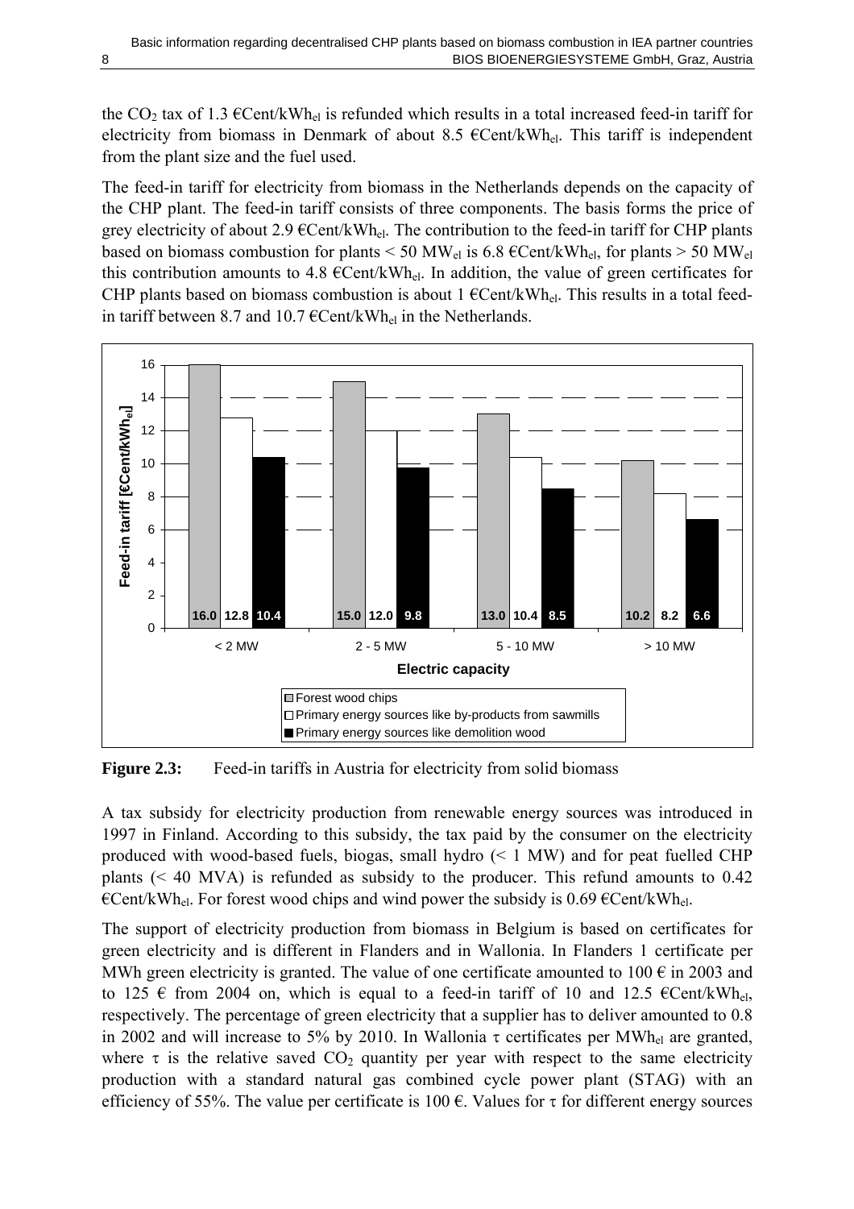the $CO_2$ tax of 1.3 €Cent/kWh$_{el}$ is refunded which results in a total increased feed-in tariff for electricity from biomass in Denmark of about 8.5 €Cent/kWh$_{el}$. This tariff is independent from the plant size and the fuel used.

The feed-in tariff for electricity from biomass in the Netherlands depends on the capacity of the CHP plant. The feed-in tariff consists of three components. The basis forms the price of grey electricity of about 2.9 €Cent/kWh$_{el}$. The contribution to the feed-in tariff for CHP plants based on biomass combustion for plants < 50 MW$_{el}$ is 6.8 €Cent/kWh$_{el}$, for plants > 50 MW$_{el}$ this contribution amounts to 4.8 €Cent/kWh$_{el}$. In addition, the value of green certificates for CHP plants based on biomass combustion is about 1 €Cent/kWh$_{el}$. This results in a total feed-in tariff between 8.7 and 10.7 €Cent/kWh$_{el}$ in the Netherlands.

| Electric capacity | Forest wood chips | Primary energy sources like by-products from sawmills | Primary energy sources like demolition wood |
|---|---|---|---|
| < 2 MW | 16.0 | 12.8 | 10.4 |
| 2 - 5 MW | 15.0 | 12.0 | 9.8 |
| 5 - 10 MW | 13.0 | 10.4 | 8.5 |
| > 10 MW | 10.2 | 8.2 | 6.6 |

Feed-in tariff [€Cent/kWh$_{el}$]

**Figure 2.3:** Feed-in tariffs in Austria for electricity from solid biomass

A tax subsidy for electricity production from renewable energy sources was introduced in 1997 in Finland. According to this subsidy, the tax paid by the consumer on the electricity produced with wood-based fuels, biogas, small hydro (< 1 MW) and for peat fuelled CHP plants (< 40 MVA) is refunded as subsidy to the producer. This refund amounts to 0.42 €Cent/kWh$_{el}$. For forest wood chips and wind power the subsidy is 0.69 €Cent/kWh$_{el}$.

The support of electricity production from biomass in Belgium is based on certificates for green electricity and is different in Flanders and in Wallonia. In Flanders 1 certificate per MWh green electricity is granted. The value of one certificate amounted to 100 € in 2003 and to 125 € from 2004 on, which is equal to a feed-in tariff of 10 and 12.5 €Cent/kWh$_{el}$, respectively. The percentage of green electricity that a supplier has to deliver amounted to 0.8 in 2002 and will increase to 5% by 2010. In Wallonia $\tau$ certificates per MWh$_{el}$ are granted, where $\tau$ is the relative saved $CO_2$ quantity per year with respect to the same electricity production with a standard natural gas combined cycle power plant (STAG) with an efficiency of 55%. The value per certificate is 100 €. Values for $\tau$ for different energy sources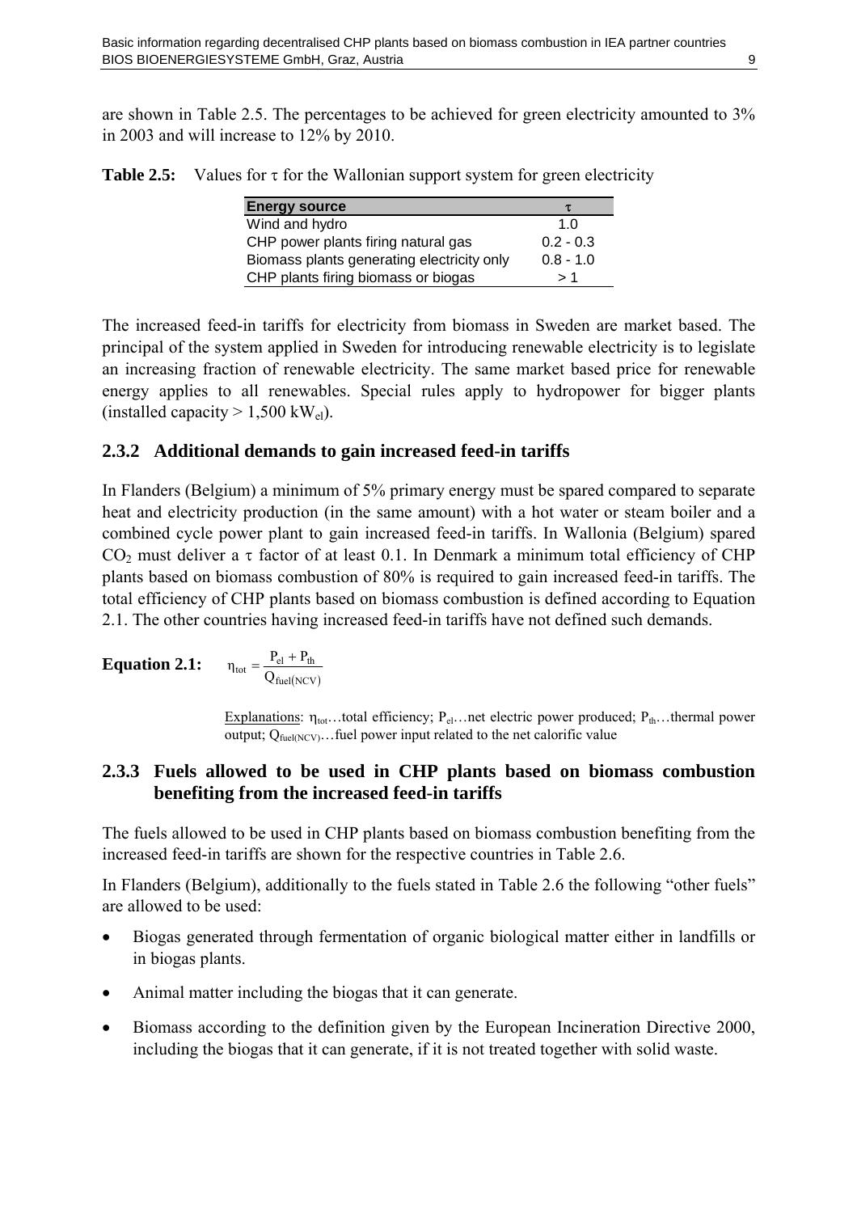are shown in Table 2.5. The percentages to be achieved for green electricity amounted to 3% in 2003 and will increase to 12% by 2010.

**Table 2.5:** Values for τ for the Wallonian support system for green electricity

| Energy source | τ |
|---|---|
| Wind and hydro | 1.0 |
| CHP power plants firing natural gas | 0.2 - 0.3 |
| Biomass plants generating electricity only | 0.8 - 1.0 |
| CHP plants firing biomass or biogas | > 1 |

The increased feed-in tariffs for electricity from biomass in Sweden are market based. The principal of the system applied in Sweden for introducing renewable electricity is to legislate an increasing fraction of renewable electricity. The same market based price for renewable energy applies to all renewables. Special rules apply to hydropower for bigger plants (installed capacity > 1,500 $kW_{el}$).

## 2.3.2 Additional demands to gain increased feed-in tariffs

In Flanders (Belgium) a minimum of 5% primary energy must be spared compared to separate heat and electricity production (in the same amount) with a hot water or steam boiler and a combined cycle power plant to gain increased feed-in tariffs. In Wallonia (Belgium) spared $CO_2$ must deliver a τ factor of at least 0.1. In Denmark a minimum total efficiency of CHP plants based on biomass combustion of 80% is required to gain increased feed-in tariffs. The total efficiency of CHP plants based on biomass combustion is defined according to Equation 2.1. The other countries having increased feed-in tariffs have not defined such demands.

**Equation 2.1:**

$$\eta_{tot} = \frac{P_{el} + P_{th}}{Q_{fuel(NCV)}}$$

Explanations: $\eta_{tot}$…total efficiency; $P_{el}$…net electric power produced; $P_{th}$…thermal power output; $Q_{fuel(NCV)}$…fuel power input related to the net calorific value

## 2.3.3 Fuels allowed to be used in CHP plants based on biomass combustion benefiting from the increased feed-in tariffs

The fuels allowed to be used in CHP plants based on biomass combustion benefiting from the increased feed-in tariffs are shown for the respective countries in Table 2.6.

In Flanders (Belgium), additionally to the fuels stated in Table 2.6 the following "other fuels" are allowed to be used:

- Biogas generated through fermentation of organic biological matter either in landfills or in biogas plants.
- Animal matter including the biogas that it can generate.
- Biomass according to the definition given by the European Incineration Directive 2000, including the biogas that it can generate, if it is not treated together with solid waste.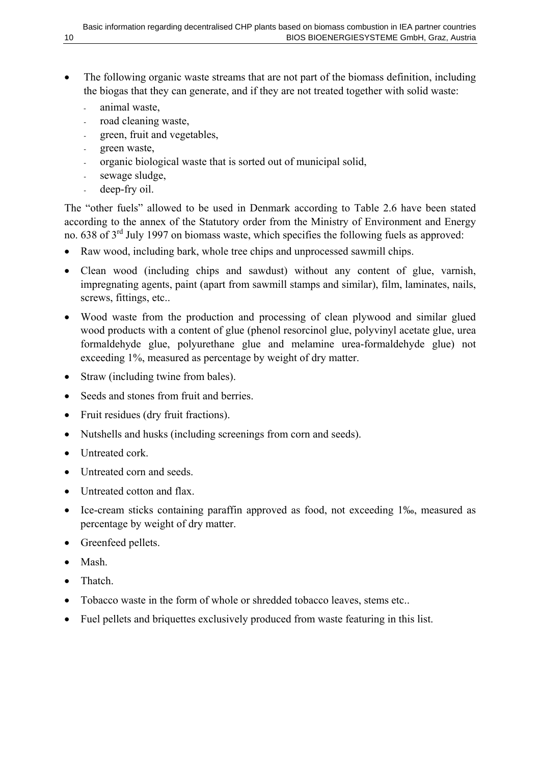- The following organic waste streams that are not part of the biomass definition, including the biogas that they can generate, and if they are not treated together with solid waste:
    - animal waste,
    - road cleaning waste,
    - green, fruit and vegetables,
    - green waste,
    - organic biological waste that is sorted out of municipal solid,
    - sewage sludge,
    - deep-fry oil.

The "other fuels" allowed to be used in Denmark according to Table 2.6 have been stated according to the annex of the Statutory order from the Ministry of Environment and Energy no. 638 of 3rd July 1997 on biomass waste, which specifies the following fuels as approved:

- Raw wood, including bark, whole tree chips and unprocessed sawmill chips.
- Clean wood (including chips and sawdust) without any content of glue, varnish, impregnating agents, paint (apart from sawmill stamps and similar), film, laminates, nails, screws, fittings, etc..
- Wood waste from the production and processing of clean plywood and similar glued wood products with a content of glue (phenol resorcinol glue, polyvinyl acetate glue, urea formaldehyde glue, polyurethane glue and melamine urea-formaldehyde glue) not exceeding 1%, measured as percentage by weight of dry matter.
- Straw (including twine from bales).
- Seeds and stones from fruit and berries.
- Fruit residues (dry fruit fractions).
- Nutshells and husks (including screenings from corn and seeds).
- Untreated cork.
- Untreated corn and seeds.
- Untreated cotton and flax.
- Ice-cream sticks containing paraffin approved as food, not exceeding 1‰, measured as percentage by weight of dry matter.
- Greenfeed pellets.
- Mash.
- Thatch.
- Tobacco waste in the form of whole or shredded tobacco leaves, stems etc..
- Fuel pellets and briquettes exclusively produced from waste featuring in this list.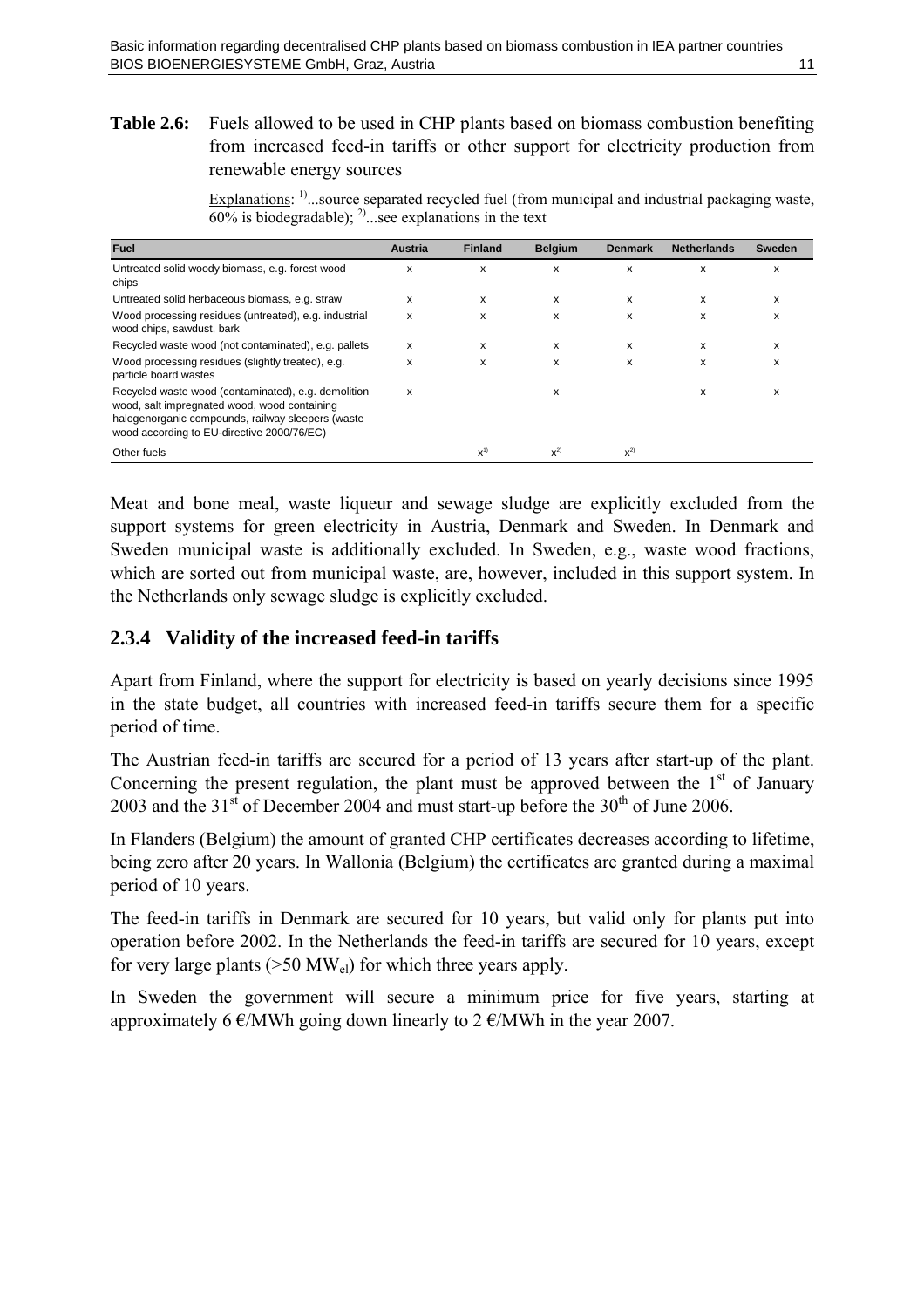**Table 2.6:** Fuels allowed to be used in CHP plants based on biomass combustion benefiting from increased feed-in tariffs or other support for electricity production from renewable energy sources

Explanations: [1]...source separated recycled fuel (from municipal and industrial packaging waste, 60% is biodegradable); [2]...see explanations in the text

| Fuel | Austria | Finland | Belgium | Denmark | Netherlands | Sweden |
|---|---|---|---|---|---|---|
| Untreated solid woody biomass, e.g. forest wood chips | x | x | x | x | x | x |
| Untreated solid herbaceous biomass, e.g. straw | x | x | x | x | x | x |
| Wood processing residues (untreated), e.g. industrial wood chips, sawdust, bark | x | x | x | x | x | x |
| Recycled waste wood (not contaminated), e.g. pallets | x | x | x | x | x | x |
| Wood processing residues (slightly treated), e.g. particle board wastes | x | x | x | x | x | x |
| Recycled waste wood (contaminated), e.g. demolition wood, salt impregnated wood, wood containing halogenorganic compounds, railway sleepers (waste wood according to EU-directive 2000/76/EC) | x | | x | | x | x |
| Other fuels | | x[1] | x[2] | x[2] | | |

Meat and bone meal, waste liqueur and sewage sludge are explicitly excluded from the support systems for green electricity in Austria, Denmark and Sweden. In Denmark and Sweden municipal waste is additionally excluded. In Sweden, e.g., waste wood fractions, which are sorted out from municipal waste, are, however, included in this support system. In the Netherlands only sewage sludge is explicitly excluded.

### 2.3.4 Validity of the increased feed-in tariffs

Apart from Finland, where the support for electricity is based on yearly decisions since 1995 in the state budget, all countries with increased feed-in tariffs secure them for a specific period of time.

The Austrian feed-in tariffs are secured for a period of 13 years after start-up of the plant. Concerning the present regulation, the plant must be approved between the 1st of January 2003 and the 31st of December 2004 and must start-up before the 30th of June 2006.

In Flanders (Belgium) the amount of granted CHP certificates decreases according to lifetime, being zero after 20 years. In Wallonia (Belgium) the certificates are granted during a maximal period of 10 years.

The feed-in tariffs in Denmark are secured for 10 years, but valid only for plants put into operation before 2002. In the Netherlands the feed-in tariffs are secured for 10 years, except for very large plants (>50 $MW_{el}$) for which three years apply.

In Sweden the government will secure a minimum price for five years, starting at approximately 6 €/MWh going down linearly to 2 €/MWh in the year 2007.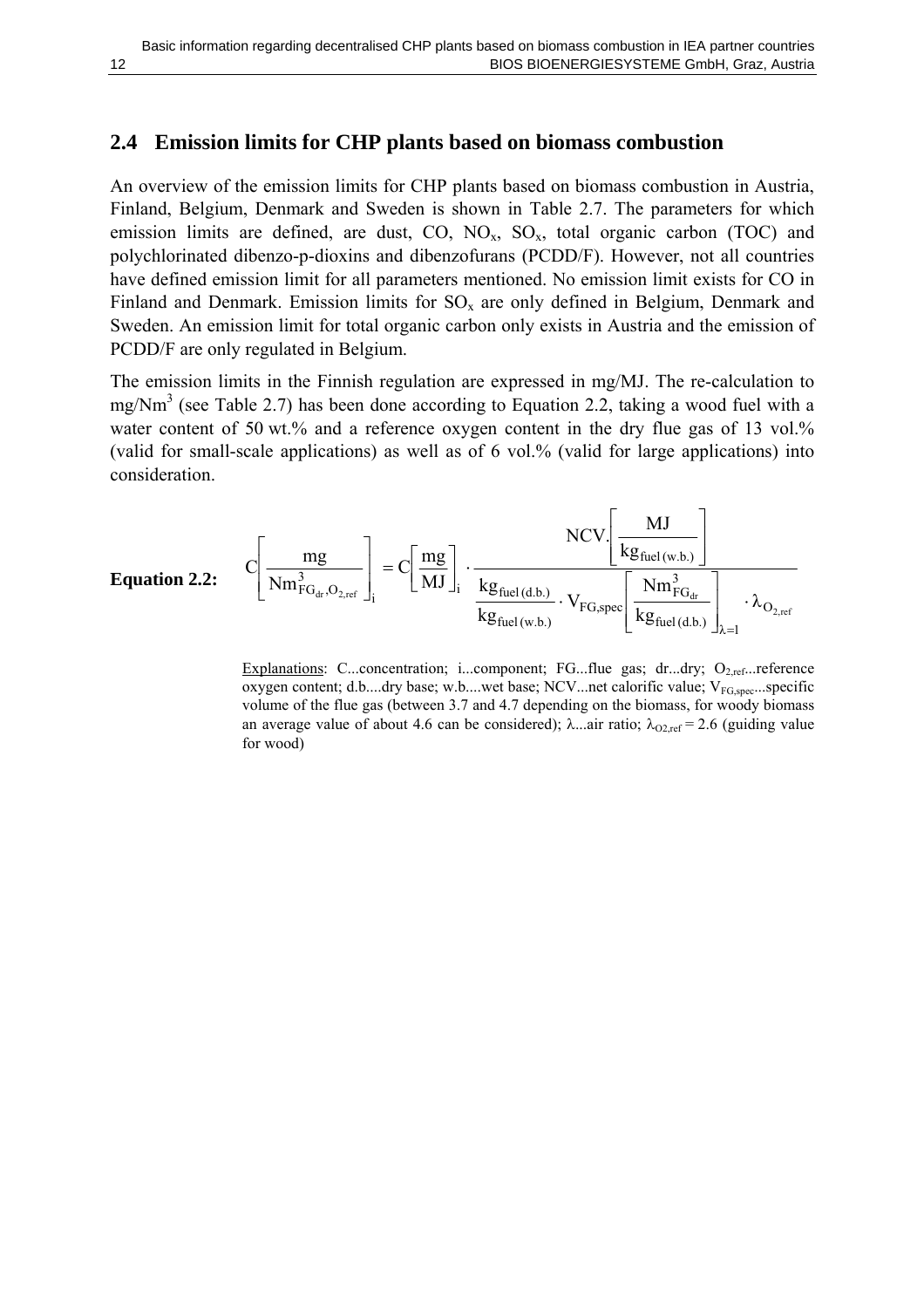## 2.4 Emission limits for CHP plants based on biomass combustion

An overview of the emission limits for CHP plants based on biomass combustion in Austria, Finland, Belgium, Denmark and Sweden is shown in Table 2.7. The parameters for which emission limits are defined, are dust, CO, $NO_x$, $SO_x$, total organic carbon (TOC) and polychlorinated dibenzo-p-dioxins and dibenzofurans (PCDD/F). However, not all countries have defined emission limit for all parameters mentioned. No emission limit exists for CO in Finland and Denmark. Emission limits for $SO_x$ are only defined in Belgium, Denmark and Sweden. An emission limit for total organic carbon only exists in Austria and the emission of PCDD/F are only regulated in Belgium.

The emission limits in the Finnish regulation are expressed in mg/MJ. The re-calculation to $mg/Nm^3$ (see Table 2.7) has been done according to Equation 2.2, taking a wood fuel with a water content of 50 wt.% and a reference oxygen content in the dry flue gas of 13 vol.% (valid for small-scale applications) as well as of 6 vol.% (valid for large applications) into consideration.

**Equation 2.2:**

$$C\left[\frac{mg}{Nm^3_{FG_{dr},O_{2,ref}}}\right]_i = C\left[\frac{mg}{MJ}\right]_i \cdot \frac{NCV.\left[\frac{MJ}{kg_{fuel\,(w.b.)}}\right]}{\frac{kg_{fuel\,(d.b.)}}{kg_{fuel\,(w.b.)}} \cdot V_{FG,spec}\left[\frac{Nm^3_{FG_{dr}}}{kg_{fuel\,(d.b.)}}\right]_{\lambda=1} \cdot \lambda_{O_{2,ref}}}$$

Explanations: C...concentration; i...component; FG...flue gas; dr...dry; $O_{2,ref}$...reference oxygen content; d.b....dry base; w.b....wet base; NCV...net calorific value; $V_{FG,spec}$...specific volume of the flue gas (between 3.7 and 4.7 depending on the biomass, for woody biomass an average value of about 4.6 can be considered); $\lambda$...air ratio; $\lambda_{O2,ref} = 2.6$ (guiding value for wood)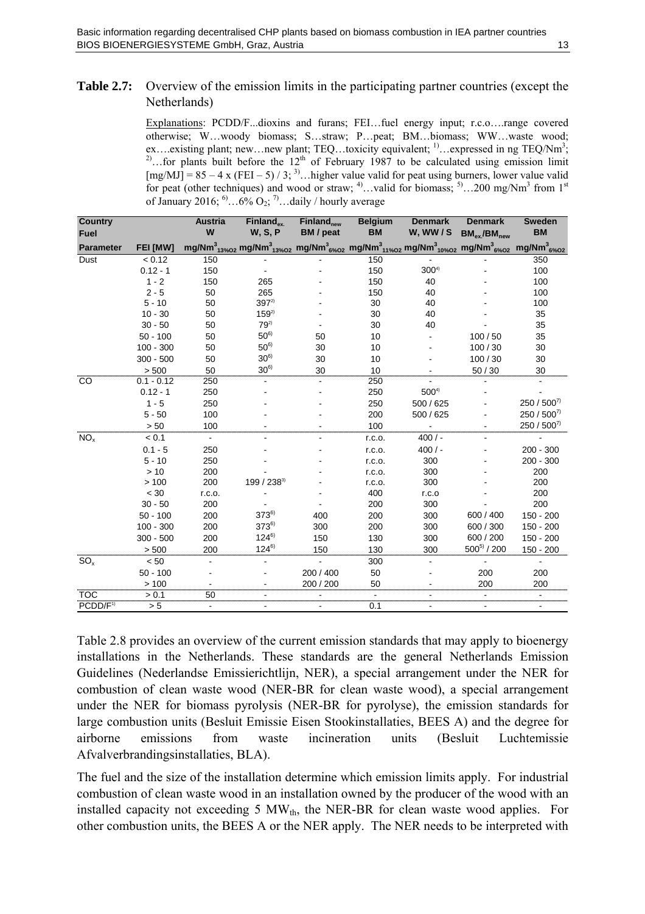**Table 2.7:** Overview of the emission limits in the participating partner countries (except the Netherlands)

Explanations: PCDD/F...dioxins and furans; FEI…fuel energy input; r.c.o….range covered otherwise; W…woody biomass; S…straw; P…peat; BM…biomass; WW…waste wood; ex….existing plant; new…new plant; TEQ…toxicity equivalent; [1]…expressed in ng TEQ/Nm³; [2]…for plants built before the 12th of February 1987 to be calculated using emission limit [mg/MJ] = 85 – 4 x (FEI – 5) / 3; [3]…higher value valid for peat using burners, lower value valid for peat (other techniques) and wood or straw; [4]…valid for biomass; [5]…200 mg/Nm³ from 1st of January 2016; [6]…6% $O_2$; [7]…daily / hourly average

| Country / Fuel | | Austria W | $Finland_{ex.}$ W, S, P | $Finland_{new}$ BM / peat | Belgium BM | Denmark W, WW / S | Denmark $BM_{ex.}/BM_{new}$ | Sweden BM |
|---|---|---|---|---|---|---|---|---|
| **Parameter** | **FEI [MW]** | $mg/Nm^3_{13\%O2}$ | $mg/Nm^3_{13\%O2}$ | $mg/Nm^3_{6\%O2}$ | $mg/Nm^3_{11\%O2}$ | $mg/Nm^3_{10\%O2}$ | $mg/Nm^3_{6\%O2}$ | $mg/Nm^3_{6\%O2}$ |
| Dust | < 0.12 | 150 | - | - | 150 | - | - | 350 |
| | 0.12 - 1 | 150 | - | - | 150 | 300[4] | - | 100 |
| | 1 - 2 | 150 | 265 | - | 150 | 40 | - | 100 |
| | 2 - 5 | 50 | 265 | - | 150 | 40 | - | 100 |
| | 5 - 10 | 50 | 397[2] | - | 30 | 40 | - | 100 |
| | 10 - 30 | 50 | 159[2] | - | 30 | 40 | - | 35 |
| | 30 - 50 | 50 | 79[2] | - | 30 | 40 | - | 35 |
| | 50 - 100 | 50 | 50[6] | 50 | 10 | - | 100 / 50 | 35 |
| | 100 - 300 | 50 | 50[6] | 30 | 10 | - | 100 / 30 | 30 |
| | 300 - 500 | 50 | 30[6] | 30 | 10 | - | 100 / 30 | 30 |
| | > 500 | 50 | 30[6] | 30 | 10 | - | 50 / 30 | 30 |
| CO | 0.1 - 0.12 | 250 | - | - | 250 | - | - | - |
| | 0.12 - 1 | 250 | - | - | 250 | 500[4] | - | - |
| | 1 - 5 | 250 | - | - | 250 | 500 / 625 | - | 250 / 500[7] |
| | 5 - 50 | 100 | - | - | 200 | 500 / 625 | - | 250 / 500[7] |
| | > 50 | 100 | - | - | 100 | - | - | 250 / 500[7] |
| $NO_x$ | < 0.1 | - | - | - | r.c.o. | 400 / - | - | - |
| | 0.1 - 5 | 250 | - | - | r.c.o. | 400 / - | - | 200 - 300 |
| | 5 - 10 | 250 | - | - | r.c.o. | 300 | - | 200 - 300 |
| | > 10 | 200 | - | - | r.c.o. | 300 | - | 200 |
| | > 100 | 200 | 199 / 238[3] | - | r.c.o. | 300 | - | 200 |
| | < 30 | r.c.o. | - | - | 400 | r.c.o | - | 200 |
| | 30 - 50 | 200 | - | - | 200 | 300 | - | 200 |
| | 50 - 100 | 200 | 373[6] | 400 | 200 | 300 | 600 / 400 | 150 - 200 |
| | 100 - 300 | 200 | 373[6] | 300 | 200 | 300 | 600 / 300 | 150 - 200 |
| | 300 - 500 | 200 | 124[6] | 150 | 130 | 300 | 600 / 200 | 150 - 200 |
| | > 500 | 200 | 124[6] | 150 | 130 | 300 | 500[5] / 200 | 150 - 200 |
| $SO_x$ | < 50 | - | - | - | 300 | - | - | - |
| | 50 - 100 | - | - | 200 / 400 | 50 | - | 200 | 200 |
| | > 100 | - | - | 200 / 200 | 50 | - | 200 | 200 |
| TOC | > 0.1 | 50 | - | - | - | - | - | - |
| PCDD/F[1] | > 5 | - | - | - | 0.1 | - | - | - |

Table 2.8 provides an overview of the current emission standards that may apply to bioenergy installations in the Netherlands. These standards are the general Netherlands Emission Guidelines (Nederlandse Emissierichtlijn, NER), a special arrangement under the NER for combustion of clean waste wood (NER-BR for clean waste wood), a special arrangement under the NER for biomass pyrolysis (NER-BR for pyrolyse), the emission standards for large combustion units (Besluit Emissie Eisen Stookinstallaties, BEES A) and the degree for airborne emissions from waste incineration units (Besluit Luchtemissie Afvalverbrandingsinstallaties, BLA).

The fuel and the size of the installation determine which emission limits apply. For industrial combustion of clean waste wood in an installation owned by the producer of the wood with an installed capacity not exceeding 5 $MW_{th}$, the NER-BR for clean waste wood applies. For other combustion units, the BEES A or the NER apply. The NER needs to be interpreted with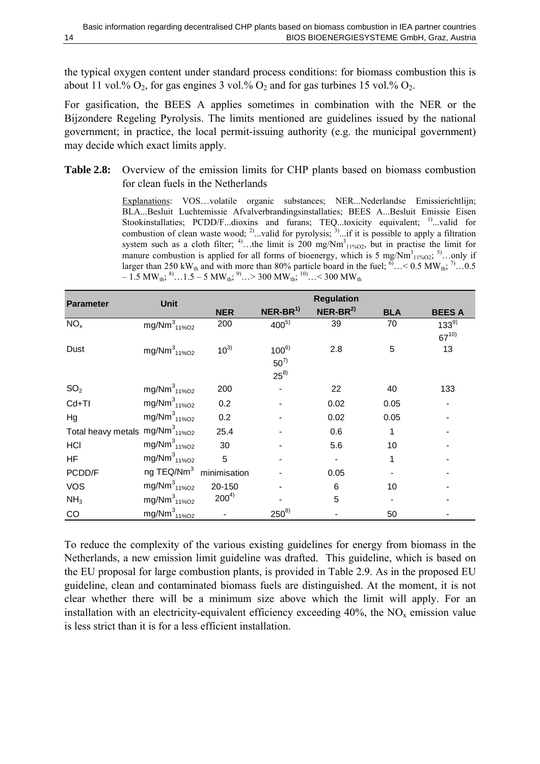the typical oxygen content under standard process conditions: for biomass combustion this is about 11 vol.% $O_2$, for gas engines 3 vol.% $O_2$ and for gas turbines 15 vol.% $O_2$.

For gasification, the BEES A applies sometimes in combination with the NER or the Bijzondere Regeling Pyrolysis. The limits mentioned are guidelines issued by the national government; in practice, the local permit-issuing authority (e.g. the municipal government) may decide which exact limits apply.

**Table 2.8:** Overview of the emission limits for CHP plants based on biomass combustion for clean fuels in the Netherlands

Explanations: VOS…volatile organic substances; NER...Nederlandse Emissierichtlijn; BLA...Besluit Luchtemissie Afvalverbrandingsinstallaties; BEES A...Besluit Emissie Eisen Stookinstallaties; PCDD/F...dioxins and furans; TEQ...toxicity equivalent; [1]...valid for combustion of clean waste wood; [2]...valid for pyrolysis; [3]...if it is possible to apply a filtration system such as a cloth filter; [4]…the limit is 200 $mg/Nm^3_{11\%O2}$, but in practise the limit for manure combustion is applied for all forms of bioenergy, which is 5 $mg/Nm^3_{11\%O2}$; [5]…only if larger than 250 $kW_{th}$ and with more than 80% particle board in the fuel; [6]…< 0.5 $MW_{th}$; [7]…0.5 – 1.5 $MW_{th}$; [8]…1.5 – 5 $MW_{th}$; [9]…> 300 $MW_{th}$; [10]…< 300 $MW_{th}$

| Parameter | Unit | Regulation | | | | |
|---|---|---|---|---|---|---|
| | | NER | NER-BR[1] | NER-BR[2] | BLA | BEES A |
| $NO_x$ | $mg/Nm^3_{11\%O2}$ | 200 | 400[5] | 39 | 70 | 133[9] 67[10] |
| Dust | $mg/Nm^3_{11\%O2}$ | 10[3] | 100[6] 50[7] 25[8] | 2.8 | 5 | 13 |
| $SO_2$ | $mg/Nm^3_{11\%O2}$ | 200 | - | 22 | 40 | 133 |
| Cd+Tl | $mg/Nm^3_{11\%O2}$ | 0.2 | - | 0.02 | 0.05 | - |
| Hg | $mg/Nm^3_{11\%O2}$ | 0.2 | - | 0.02 | 0.05 | - |
| Total heavy metals | $mg/Nm^3_{11\%O2}$ | 25.4 | - | 0.6 | 1 | - |
| HCl | $mg/Nm^3_{11\%O2}$ | 30 | - | 5.6 | 10 | - |
| HF | $mg/Nm^3_{11\%O2}$ | 5 | - | - | 1 | - |
| PCDD/F | ng $TEQ/Nm^3$ | minimisation | - | 0.05 | - | - |
| VOS | $mg/Nm^3_{11\%O2}$ | 20-150 | - | 6 | 10 | - |
| $NH_3$ | $mg/Nm^3_{11\%O2}$ | 200[4] | - | 5 | - | - |
| CO | $mg/Nm^3_{11\%O2}$ | - | 250[8] | - | 50 | - |

To reduce the complexity of the various existing guidelines for energy from biomass in the Netherlands, a new emission limit guideline was drafted. This guideline, which is based on the EU proposal for large combustion plants, is provided in Table 2.9. As in the proposed EU guideline, clean and contaminated biomass fuels are distinguished. At the moment, it is not clear whether there will be a minimum size above which the limit will apply. For an installation with an electricity-equivalent efficiency exceeding 40%, the $NO_x$ emission value is less strict than it is for a less efficient installation.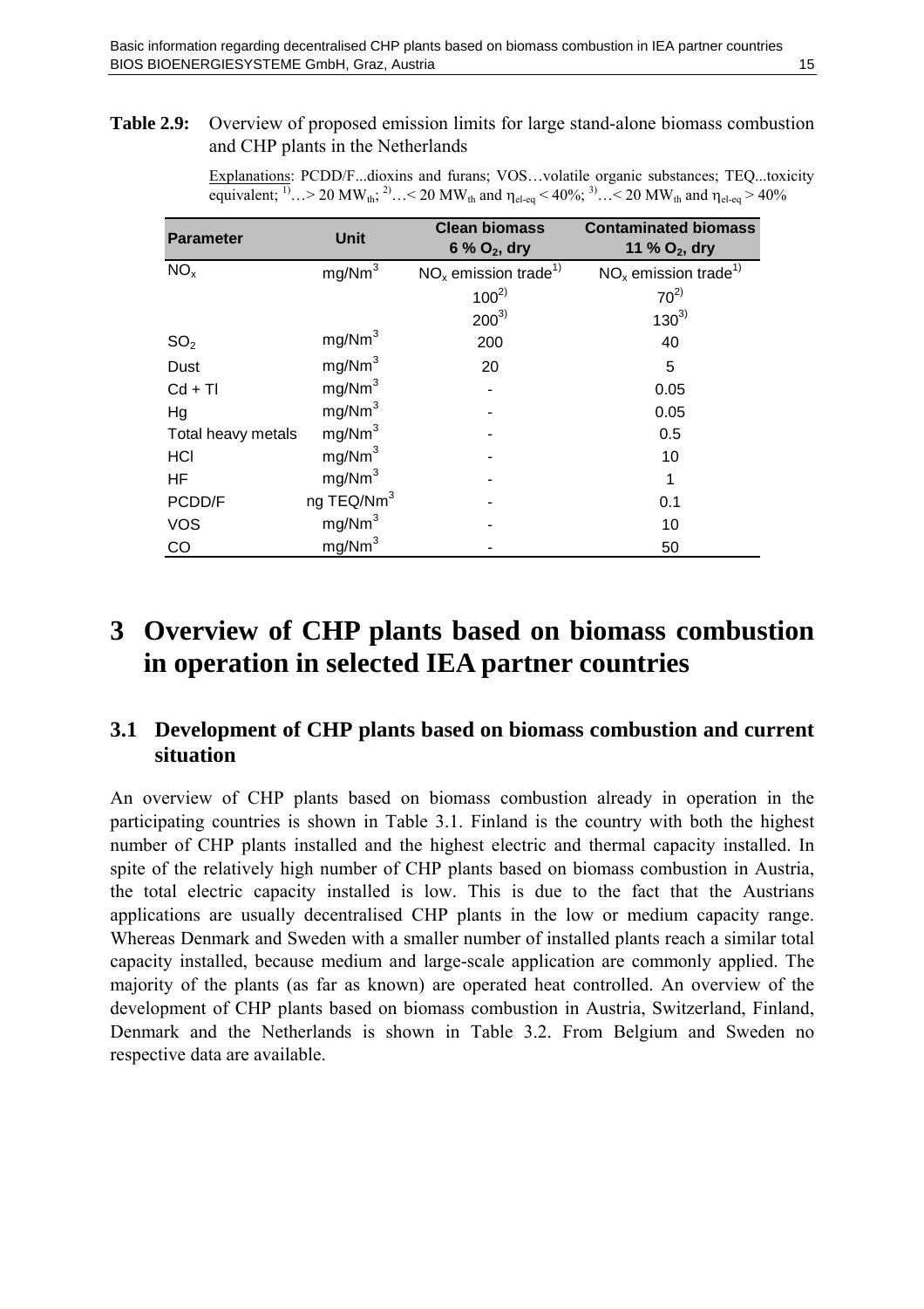**Table 2.9:** Overview of proposed emission limits for large stand-alone biomass combustion and CHP plants in the Netherlands

Explanations: PCDD/F...dioxins and furans; VOS…volatile organic substances; TEQ...toxicity equivalent; [1]…> 20 $MW_{th}$; [2]…< 20 $MW_{th}$ and $\eta_{el\text{-}eq}$ < 40%; [3]…< 20 $MW_{th}$ and $\eta_{el\text{-}eq}$ > 40%

| Parameter | Unit | Clean biomass 6 % $O_2$, dry | Contaminated biomass 11 % $O_2$, dry |
|---|---|---|---|
| $NO_x$ | $mg/Nm^3$ | $NO_x$ emission trade[1] | $NO_x$ emission trade[1] |
| | | 100[2] | 70[2] |
| | | 200[3] | 130[3] |
| $SO_2$ | $mg/Nm^3$ | 200 | 40 |
| Dust | $mg/Nm^3$ | 20 | 5 |
| Cd + Tl | $mg/Nm^3$ | - | 0.05 |
| Hg | $mg/Nm^3$ | - | 0.05 |
| Total heavy metals | $mg/Nm^3$ | - | 0.5 |
| HCl | $mg/Nm^3$ | - | 10 |
| HF | $mg/Nm^3$ | - | 1 |
| PCDD/F | ng $TEQ/Nm^3$ | - | 0.1 |
| VOS | $mg/Nm^3$ | - | 10 |
| CO | $mg/Nm^3$ | - | 50 |

# 3 Overview of CHP plants based on biomass combustion in operation in selected IEA partner countries

## 3.1 Development of CHP plants based on biomass combustion and current situation

An overview of CHP plants based on biomass combustion already in operation in the participating countries is shown in Table 3.1. Finland is the country with both the highest number of CHP plants installed and the highest electric and thermal capacity installed. In spite of the relatively high number of CHP plants based on biomass combustion in Austria, the total electric capacity installed is low. This is due to the fact that the Austrians applications are usually decentralised CHP plants in the low or medium capacity range. Whereas Denmark and Sweden with a smaller number of installed plants reach a similar total capacity installed, because medium and large-scale application are commonly applied. The majority of the plants (as far as known) are operated heat controlled. An overview of the development of CHP plants based on biomass combustion in Austria, Switzerland, Finland, Denmark and the Netherlands is shown in Table 3.2. From Belgium and Sweden no respective data are available.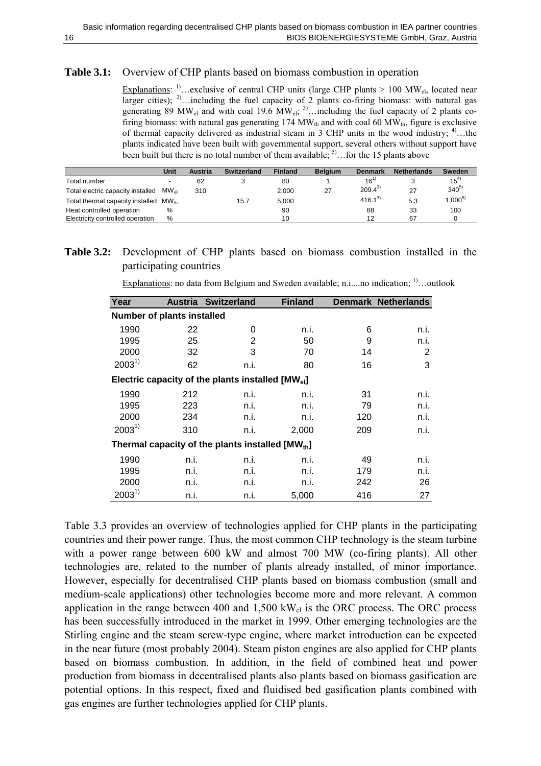**Table 3.1:** Overview of CHP plants based on biomass combustion in operation

Explanations: [1]…exclusive of central CHP units (large CHP plants > 100 $MW_{el}$, located near larger cities); [2]…including the fuel capacity of 2 plants co-firing biomass: with natural gas generating 89 $MW_{el}$ and with coal 19.6 $MW_{el}$; [3]…including the fuel capacity of 2 plants co-firing biomass: with natural gas generating 174 $MW_{th}$ and with coal 60 $MW_{th}$, figure is exclusive of thermal capacity delivered as industrial steam in 3 CHP units in the wood industry; [4]…the plants indicated have been built with governmental support, several others without support have been built but there is no total number of them available; [5]…for the 15 plants above

| | Unit | Austria | Switzerland | Finland | Belgium | Denmark | Netherlands | Sweden |
|---|---|---|---|---|---|---|---|---|
| Total number | - | 62 | 3 | 80 | 1 | 16[1] | 3 | 15[4] |
| Total electric capacity installed | $MW_{el}$ | 310 | | 2,000 | 27 | 209.4[2] | 27 | 340[5] |
| Total thermal capacity installed | $MW_{th}$ | | 15.7 | 5,000 | | 416.1[3] | 5.3 | 1,000[5] |
| Heat controlled operation | % | | | 90 | | 88 | 33 | 100 |
| Electricity controlled operation | % | | | 10 | | 12 | 67 | 0 |

**Table 3.2:** Development of CHP plants based on biomass combustion installed in the participating countries

Explanations: no data from Belgium and Sweden available; n.i....no indication; [1]…outlook

| Year | Austria | Switzerland | Finland | Denmark | Netherlands |
|---|---|---|---|---|---|
| **Number of plants installed** | | | | | |
| 1990 | 22 | 0 | n.i. | 6 | n.i. |
| 1995 | 25 | 2 | 50 | 9 | n.i. |
| 2000 | 32 | 3 | 70 | 14 | 2 |
| 2003[1] | 62 | n.i. | 80 | 16 | 3 |
| **Electric capacity of the plants installed [$MW_{el}$]** | | | | | |
| 1990 | 212 | n.i. | n.i. | 31 | n.i. |
| 1995 | 223 | n.i. | n.i. | 79 | n.i. |
| 2000 | 234 | n.i. | n.i. | 120 | n.i. |
| 2003[1] | 310 | n.i. | 2,000 | 209 | n.i. |
| **Thermal capacity of the plants installed [$MW_{th}$]** | | | | | |
| 1990 | n.i. | n.i. | n.i. | 49 | n.i. |
| 1995 | n.i. | n.i. | n.i. | 179 | n.i. |
| 2000 | n.i. | n.i. | n.i. | 242 | 26 |
| 2003[1] | n.i. | n.i. | 5,000 | 416 | 27 |

Table 3.3 provides an overview of technologies applied for CHP plants in the participating countries and their power range. Thus, the most common CHP technology is the steam turbine with a power range between 600 kW and almost 700 MW (co-firing plants). All other technologies are, related to the number of plants already installed, of minor importance. However, especially for decentralised CHP plants based on biomass combustion (small and medium-scale applications) other technologies become more and more relevant. A common application in the range between 400 and 1,500 $kW_{el}$ is the ORC process. The ORC process has been successfully introduced in the market in 1999. Other emerging technologies are the Stirling engine and the steam screw-type engine, where market introduction can be expected in the near future (most probably 2004). Steam piston engines are also applied for CHP plants based on biomass combustion. In addition, in the field of combined heat and power production from biomass in decentralised plants also plants based on biomass gasification are potential options. In this respect, fixed and fluidised bed gasification plants combined with gas engines are further technologies applied for CHP plants.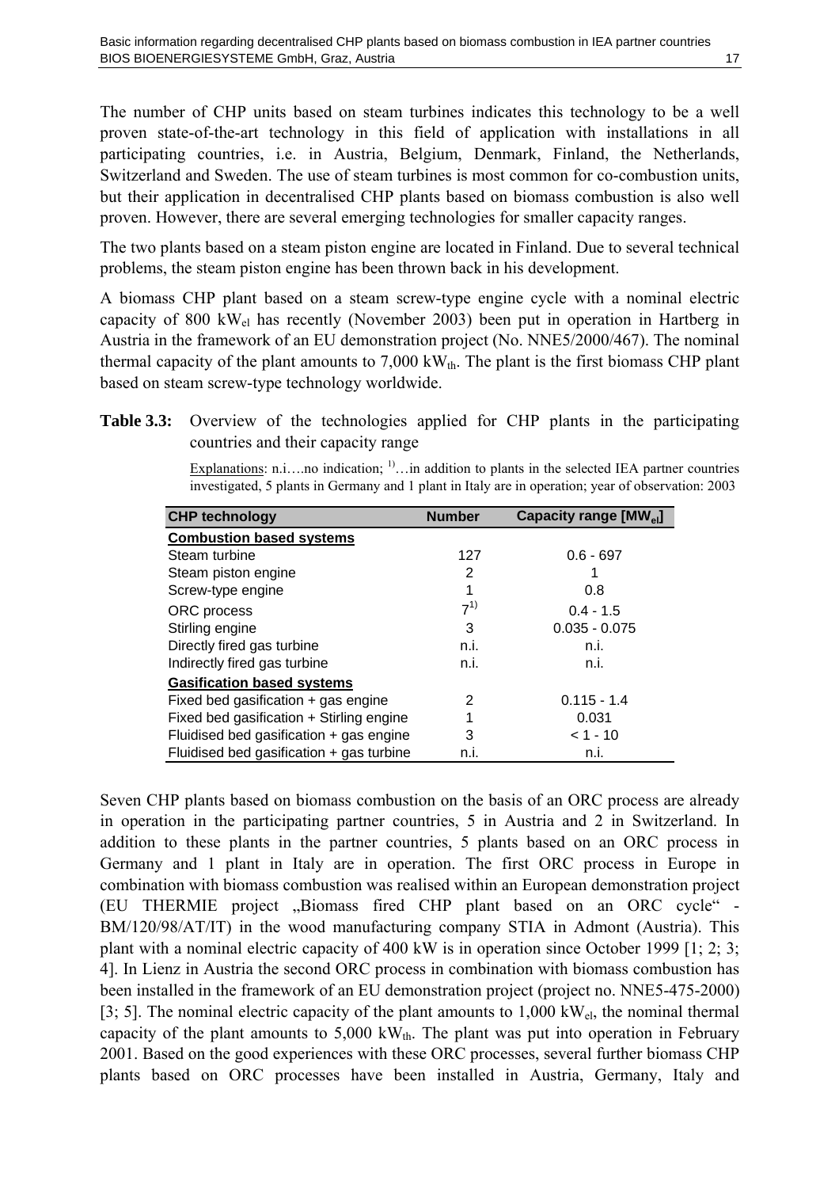The number of CHP units based on steam turbines indicates this technology to be a well proven state-of-the-art technology in this field of application with installations in all participating countries, i.e. in Austria, Belgium, Denmark, Finland, the Netherlands, Switzerland and Sweden. The use of steam turbines is most common for co-combustion units, but their application in decentralised CHP plants based on biomass combustion is also well proven. However, there are several emerging technologies for smaller capacity ranges.

The two plants based on a steam piston engine are located in Finland. Due to several technical problems, the steam piston engine has been thrown back in his development.

A biomass CHP plant based on a steam screw-type engine cycle with a nominal electric capacity of 800 $kW_{el}$ has recently (November 2003) been put in operation in Hartberg in Austria in the framework of an EU demonstration project (No. NNE5/2000/467). The nominal thermal capacity of the plant amounts to 7,000 $kW_{th}$. The plant is the first biomass CHP plant based on steam screw-type technology worldwide.

**Table 3.3:** Overview of the technologies applied for CHP plants in the participating countries and their capacity range

Explanations: n.i.…no indication; 1)…in addition to plants in the selected IEA partner countries investigated, 5 plants in Germany and 1 plant in Italy are in operation; year of observation: 2003

| CHP technology | Number | Capacity range [$MW_{el}$] |
|---|---|---|
| **Combustion based systems** | | |
| Steam turbine | 127 | 0.6 - 697 |
| Steam piston engine | 2 | 1 |
| Screw-type engine | 1 | 0.8 |
| ORC process | 7 1) | 0.4 - 1.5 |
| Stirling engine | 3 | 0.035 - 0.075 |
| Directly fired gas turbine | n.i. | n.i. |
| Indirectly fired gas turbine | n.i. | n.i. |
| **Gasification based systems** | | |
| Fixed bed gasification + gas engine | 2 | 0.115 - 1.4 |
| Fixed bed gasification + Stirling engine | 1 | 0.031 |
| Fluidised bed gasification + gas engine | 3 | < 1 - 10 |
| Fluidised bed gasification + gas turbine | n.i. | n.i. |

Seven CHP plants based on biomass combustion on the basis of an ORC process are already in operation in the participating partner countries, 5 in Austria and 2 in Switzerland. In addition to these plants in the partner countries, 5 plants based on an ORC process in Germany and 1 plant in Italy are in operation. The first ORC process in Europe in combination with biomass combustion was realised within an European demonstration project (EU THERMIE project „Biomass fired CHP plant based on an ORC cycle“ - BM/120/98/AT/IT) in the wood manufacturing company STIA in Admont (Austria). This plant with a nominal electric capacity of 400 kW is in operation since October 1999 [1; 2; 3; 4]. In Lienz in Austria the second ORC process in combination with biomass combustion has been installed in the framework of an EU demonstration project (project no. NNE5-475-2000) [3; 5]. The nominal electric capacity of the plant amounts to 1,000 $kW_{el}$, the nominal thermal capacity of the plant amounts to 5,000 $kW_{th}$. The plant was put into operation in February 2001. Based on the good experiences with these ORC processes, several further biomass CHP plants based on ORC processes have been installed in Austria, Germany, Italy and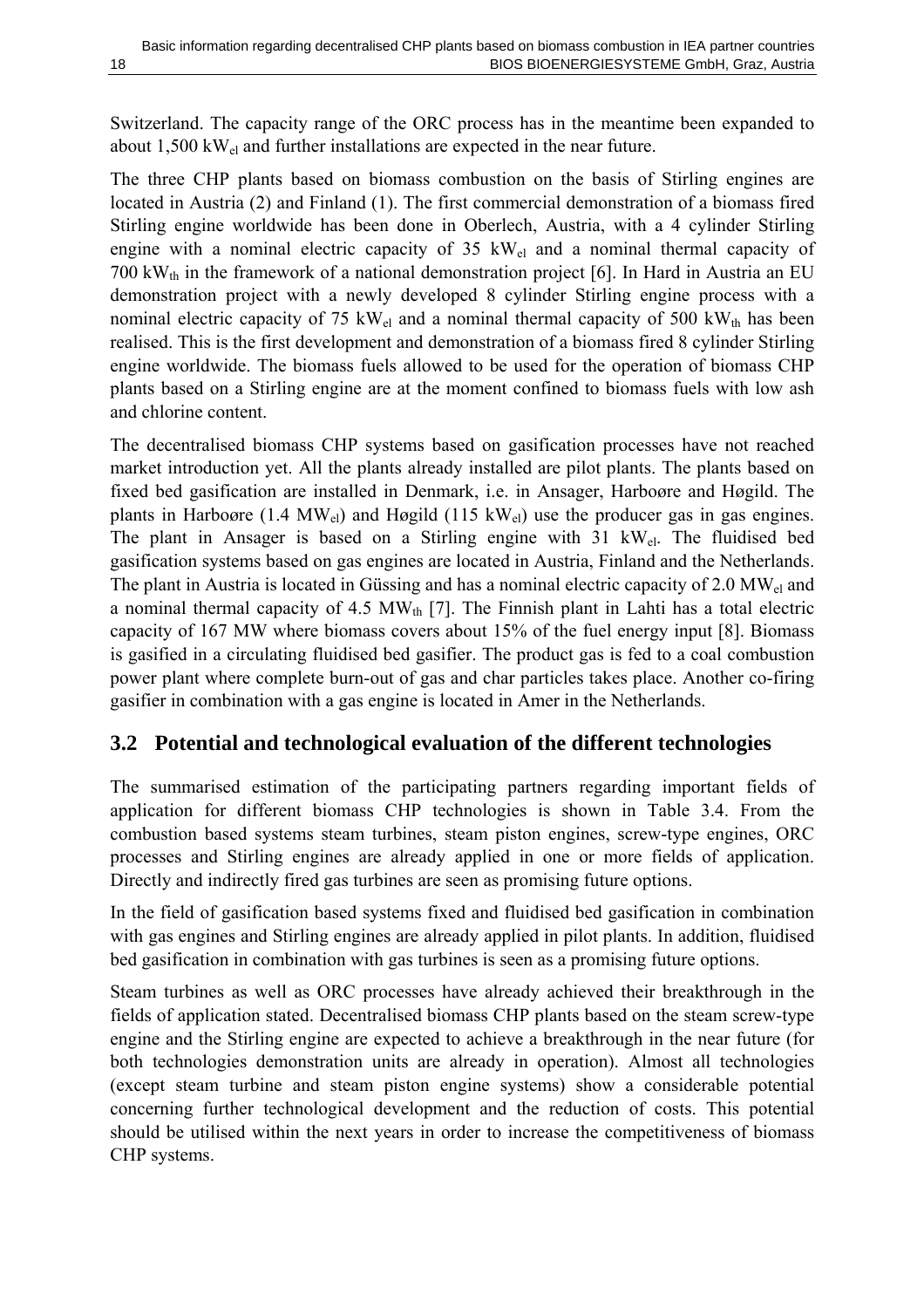Switzerland. The capacity range of the ORC process has in the meantime been expanded to about 1,500 $kW_{el}$ and further installations are expected in the near future.

The three CHP plants based on biomass combustion on the basis of Stirling engines are located in Austria (2) and Finland (1). The first commercial demonstration of a biomass fired Stirling engine worldwide has been done in Oberlech, Austria, with a 4 cylinder Stirling engine with a nominal electric capacity of 35 $kW_{el}$ and a nominal thermal capacity of 700 $kW_{th}$ in the framework of a national demonstration project [6]. In Hard in Austria an EU demonstration project with a newly developed 8 cylinder Stirling engine process with a nominal electric capacity of 75 $kW_{el}$ and a nominal thermal capacity of 500 $kW_{th}$ has been realised. This is the first development and demonstration of a biomass fired 8 cylinder Stirling engine worldwide. The biomass fuels allowed to be used for the operation of biomass CHP plants based on a Stirling engine are at the moment confined to biomass fuels with low ash and chlorine content.

The decentralised biomass CHP systems based on gasification processes have not reached market introduction yet. All the plants already installed are pilot plants. The plants based on fixed bed gasification are installed in Denmark, i.e. in Ansager, Harboøre and Høgild. The plants in Harboøre (1.4 $MW_{el}$) and Høgild (115 $kW_{el}$) use the producer gas in gas engines. The plant in Ansager is based on a Stirling engine with 31 $kW_{el}$. The fluidised bed gasification systems based on gas engines are located in Austria, Finland and the Netherlands. The plant in Austria is located in Güssing and has a nominal electric capacity of 2.0 $MW_{el}$ and a nominal thermal capacity of 4.5 $MW_{th}$ [7]. The Finnish plant in Lahti has a total electric capacity of 167 MW where biomass covers about 15% of the fuel energy input [8]. Biomass is gasified in a circulating fluidised bed gasifier. The product gas is fed to a coal combustion power plant where complete burn-out of gas and char particles takes place. Another co-firing gasifier in combination with a gas engine is located in Amer in the Netherlands.

## 3.2 Potential and technological evaluation of the different technologies

The summarised estimation of the participating partners regarding important fields of application for different biomass CHP technologies is shown in Table 3.4. From the combustion based systems steam turbines, steam piston engines, screw-type engines, ORC processes and Stirling engines are already applied in one or more fields of application. Directly and indirectly fired gas turbines are seen as promising future options.

In the field of gasification based systems fixed and fluidised bed gasification in combination with gas engines and Stirling engines are already applied in pilot plants. In addition, fluidised bed gasification in combination with gas turbines is seen as a promising future options.

Steam turbines as well as ORC processes have already achieved their breakthrough in the fields of application stated. Decentralised biomass CHP plants based on the steam screw-type engine and the Stirling engine are expected to achieve a breakthrough in the near future (for both technologies demonstration units are already in operation). Almost all technologies (except steam turbine and steam piston engine systems) show a considerable potential concerning further technological development and the reduction of costs. This potential should be utilised within the next years in order to increase the competitiveness of biomass CHP systems.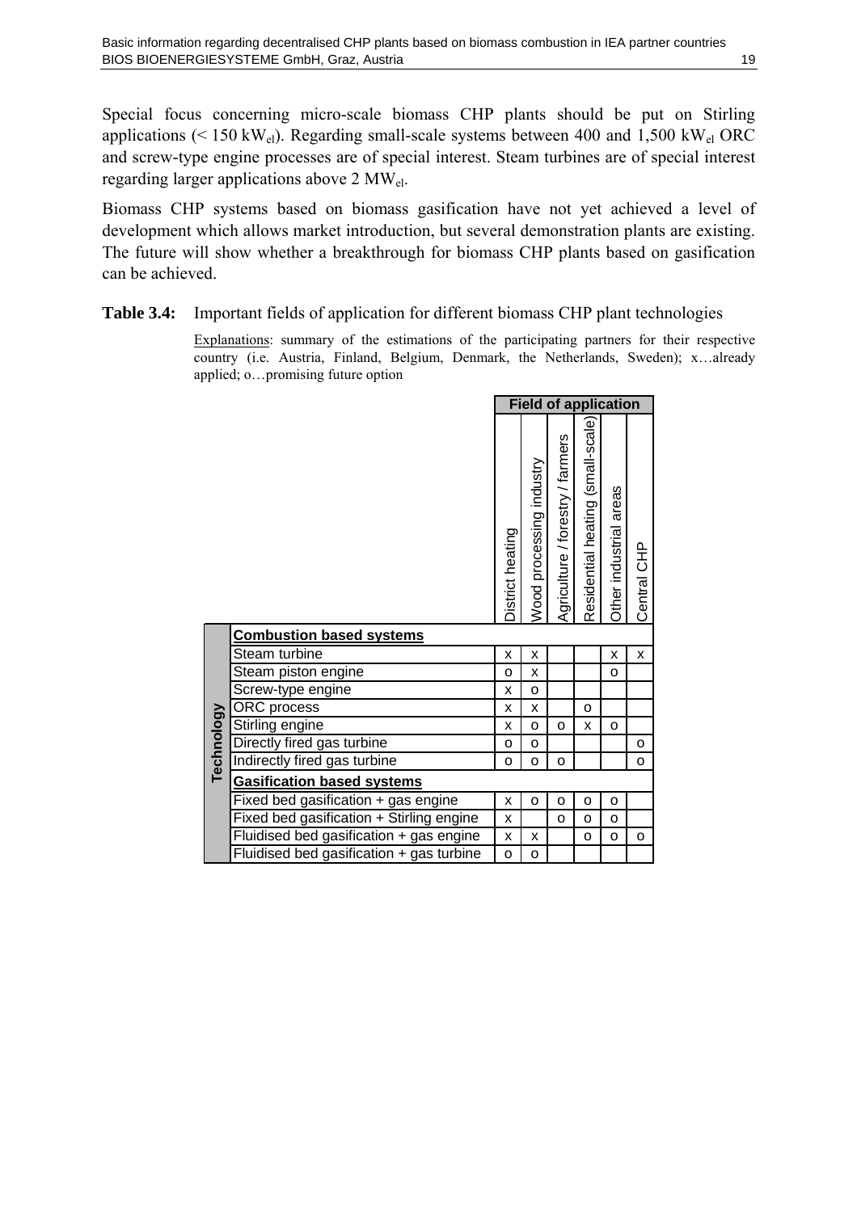Special focus concerning micro-scale biomass CHP plants should be put on Stirling applications (< 150 $kW_{el}$). Regarding small-scale systems between 400 and 1,500 $kW_{el}$ ORC and screw-type engine processes are of special interest. Steam turbines are of special interest regarding larger applications above 2 $MW_{el}$.

Biomass CHP systems based on biomass gasification have not yet achieved a level of development which allows market introduction, but several demonstration plants are existing. The future will show whether a breakthrough for biomass CHP plants based on gasification can be achieved.

**Table 3.4:** Important fields of application for different biomass CHP plant technologies

Explanations: summary of the estimations of the participating partners for their respective country (i.e. Austria, Finland, Belgium, Denmark, the Netherlands, Sweden); x…already applied; o…promising future option

| Technology | Field of application | | | | | |
|---|---|---|---|---|---|---|
| | District heating | Wood processing industry | Agriculture / forestry / farmers | Residential heating (small-scale) | Other industrial areas | Central CHP |
| **Combustion based systems** | | | | | | |
| Steam turbine | x | x | | | x | x |
| Steam piston engine | o | x | | | o | |
| Screw-type engine | x | o | | | | |
| ORC process | x | x | | o | | |
| Stirling engine | x | o | o | x | o | |
| Directly fired gas turbine | o | o | | | | o |
| Indirectly fired gas turbine | o | o | o | | | o |
| **Gasification based systems** | | | | | | |
| Fixed bed gasification + gas engine | x | o | o | o | o | |
| Fixed bed gasification + Stirling engine | x | | o | o | o | |
| Fluidised bed gasification + gas engine | x | x | | o | o | o |
| Fluidised bed gasification + gas turbine | o | o | | | | |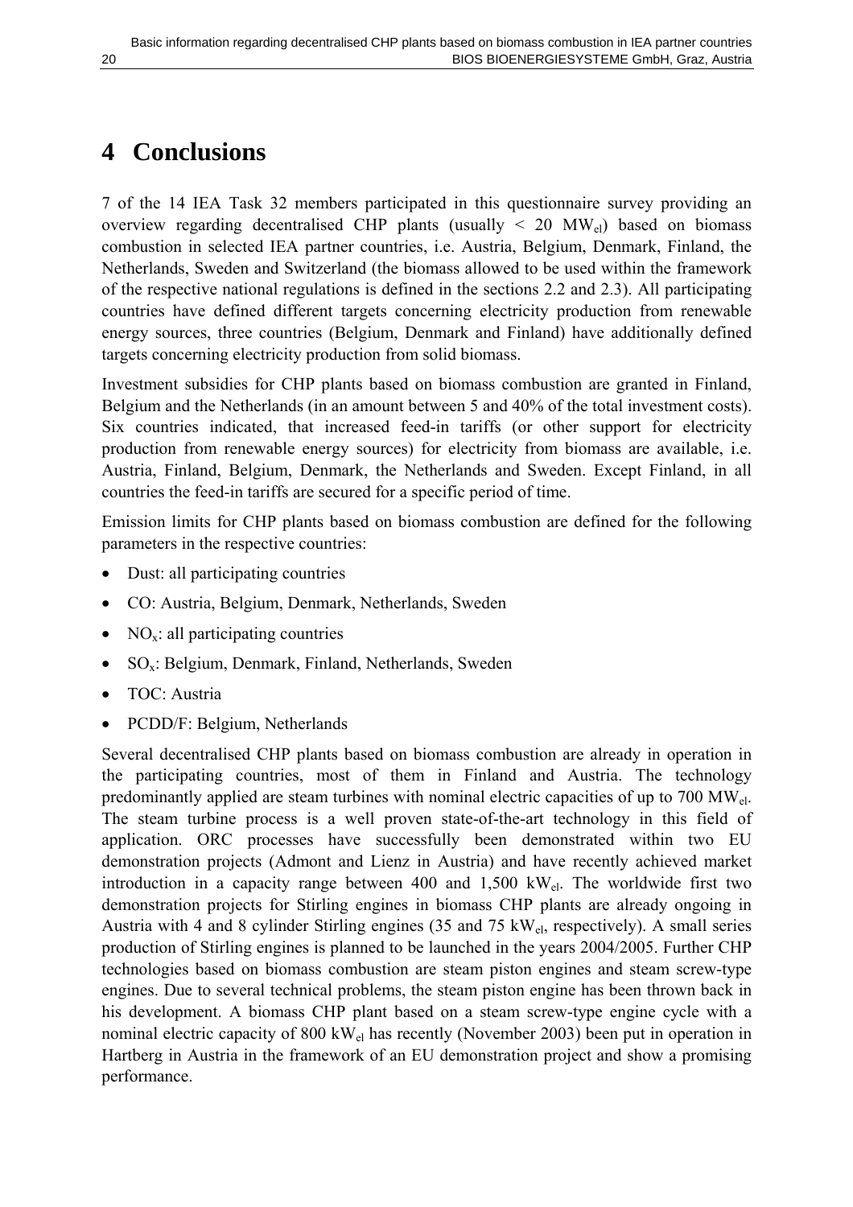# 4 Conclusions

7 of the 14 IEA Task 32 members participated in this questionnaire survey providing an overview regarding decentralised CHP plants (usually < 20 $MW_{el}$) based on biomass combustion in selected IEA partner countries, i.e. Austria, Belgium, Denmark, Finland, the Netherlands, Sweden and Switzerland (the biomass allowed to be used within the framework of the respective national regulations is defined in the sections 2.2 and 2.3). All participating countries have defined different targets concerning electricity production from renewable energy sources, three countries (Belgium, Denmark and Finland) have additionally defined targets concerning electricity production from solid biomass.

Investment subsidies for CHP plants based on biomass combustion are granted in Finland, Belgium and the Netherlands (in an amount between 5 and 40% of the total investment costs). Six countries indicated, that increased feed-in tariffs (or other support for electricity production from renewable energy sources) for electricity from biomass are available, i.e. Austria, Finland, Belgium, Denmark, the Netherlands and Sweden. Except Finland, in all countries the feed-in tariffs are secured for a specific period of time.

Emission limits for CHP plants based on biomass combustion are defined for the following parameters in the respective countries:

- Dust: all participating countries
- CO: Austria, Belgium, Denmark, Netherlands, Sweden
- $NO_x$: all participating countries
- $SO_x$: Belgium, Denmark, Finland, Netherlands, Sweden
- TOC: Austria
- PCDD/F: Belgium, Netherlands

Several decentralised CHP plants based on biomass combustion are already in operation in the participating countries, most of them in Finland and Austria. The technology predominantly applied are steam turbines with nominal electric capacities of up to 700 $MW_{el}$. The steam turbine process is a well proven state-of-the-art technology in this field of application. ORC processes have successfully been demonstrated within two EU demonstration projects (Admont and Lienz in Austria) and have recently achieved market introduction in a capacity range between 400 and 1,500 $kW_{el}$. The worldwide first two demonstration projects for Stirling engines in biomass CHP plants are already ongoing in Austria with 4 and 8 cylinder Stirling engines (35 and 75 $kW_{el}$, respectively). A small series production of Stirling engines is planned to be launched in the years 2004/2005. Further CHP technologies based on biomass combustion are steam piston engines and steam screw-type engines. Due to several technical problems, the steam piston engine has been thrown back in his development. A biomass CHP plant based on a steam screw-type engine cycle with a nominal electric capacity of 800 $kW_{el}$ has recently (November 2003) been put in operation in Hartberg in Austria in the framework of an EU demonstration project and show a promising performance.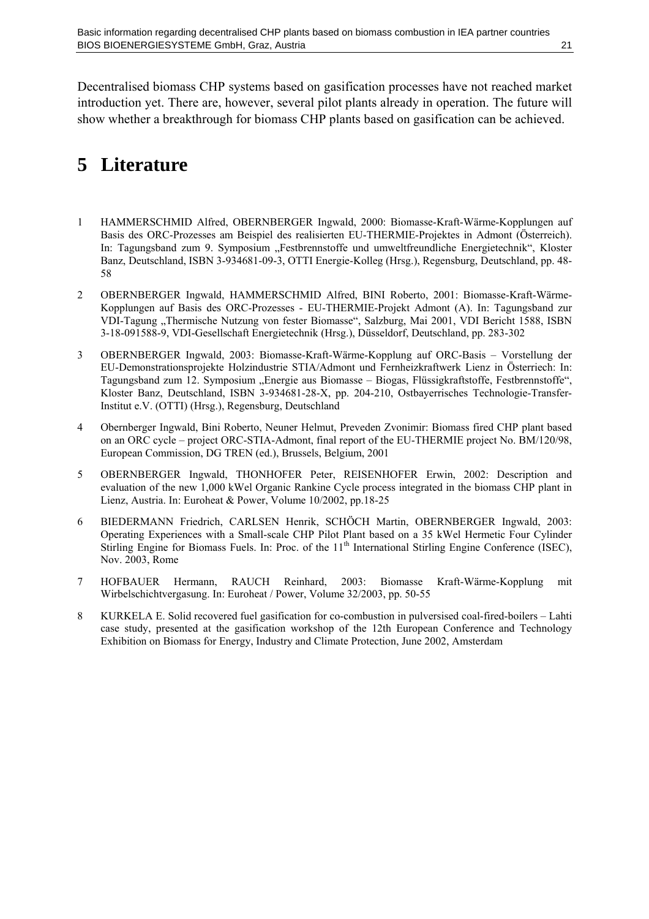Decentralised biomass CHP systems based on gasification processes have not reached market introduction yet. There are, however, several pilot plants already in operation. The future will show whether a breakthrough for biomass CHP plants based on gasification can be achieved.

# 5 Literature

1. HAMMERSCHMID Alfred, OBERNBERGER Ingwald, 2000: Biomasse-Kraft-Wärme-Kopplungen auf Basis des ORC-Prozesses am Beispiel des realisierten EU-THERMIE-Projektes in Admont (Österreich). In: Tagungsband zum 9. Symposium „Festbrennstoffe und umweltfreundliche Energietechnik", Kloster Banz, Deutschland, ISBN 3-934681-09-3, OTTI Energie-Kolleg (Hrsg.), Regensburg, Deutschland, pp. 48-58

2. OBERNBERGER Ingwald, HAMMERSCHMID Alfred, BINI Roberto, 2001: Biomasse-Kraft-Wärme-Kopplungen auf Basis des ORC-Prozesses - EU-THERMIE-Projekt Admont (A). In: Tagungsband zur VDI-Tagung „Thermische Nutzung von fester Biomasse", Salzburg, Mai 2001, VDI Bericht 1588, ISBN 3-18-091588-9, VDI-Gesellschaft Energietechnik (Hrsg.), Düsseldorf, Deutschland, pp. 283-302

3. OBERNBERGER Ingwald, 2003: Biomasse-Kraft-Wärme-Kopplung auf ORC-Basis – Vorstellung der EU-Demonstrationsprojekte Holzindustrie STIA/Admont und Fernheizkraftwerk Lienz in Österriech: In: Tagungsband zum 12. Symposium „Energie aus Biomasse – Biogas, Flüssigkraftstoffe, Festbrennstoffe", Kloster Banz, Deutschland, ISBN 3-934681-28-X, pp. 204-210, Ostbayerrisches Technologie-Transfer-Institut e.V. (OTTI) (Hrsg.), Regensburg, Deutschland

4. Obernberger Ingwald, Bini Roberto, Neuner Helmut, Preveden Zvonimir: Biomass fired CHP plant based on an ORC cycle – project ORC-STIA-Admont, final report of the EU-THERMIE project No. BM/120/98, European Commission, DG TREN (ed.), Brussels, Belgium, 2001

5. OBERNBERGER Ingwald, THONHOFER Peter, REISENHOFER Erwin, 2002: Description and evaluation of the new 1,000 kWel Organic Rankine Cycle process integrated in the biomass CHP plant in Lienz, Austria. In: Euroheat & Power, Volume 10/2002, pp.18-25

6. BIEDERMANN Friedrich, CARLSEN Henrik, SCHÖCH Martin, OBERNBERGER Ingwald, 2003: Operating Experiences with a Small-scale CHP Pilot Plant based on a 35 kWel Hermetic Four Cylinder Stirling Engine for Biomass Fuels. In: Proc. of the 11th International Stirling Engine Conference (ISEC), Nov. 2003, Rome

7. HOFBAUER Hermann, RAUCH Reinhard, 2003: Biomasse Kraft-Wärme-Kopplung mit Wirbelschichtvergasung. In: Euroheat / Power, Volume 32/2003, pp. 50-55

8. KURKELA E. Solid recovered fuel gasification for co-combustion in pulversised coal-fired-boilers – Lahti case study, presented at the gasification workshop of the 12th European Conference and Technology Exhibition on Biomass for Energy, Industry and Climate Protection, June 2002, Amsterdam